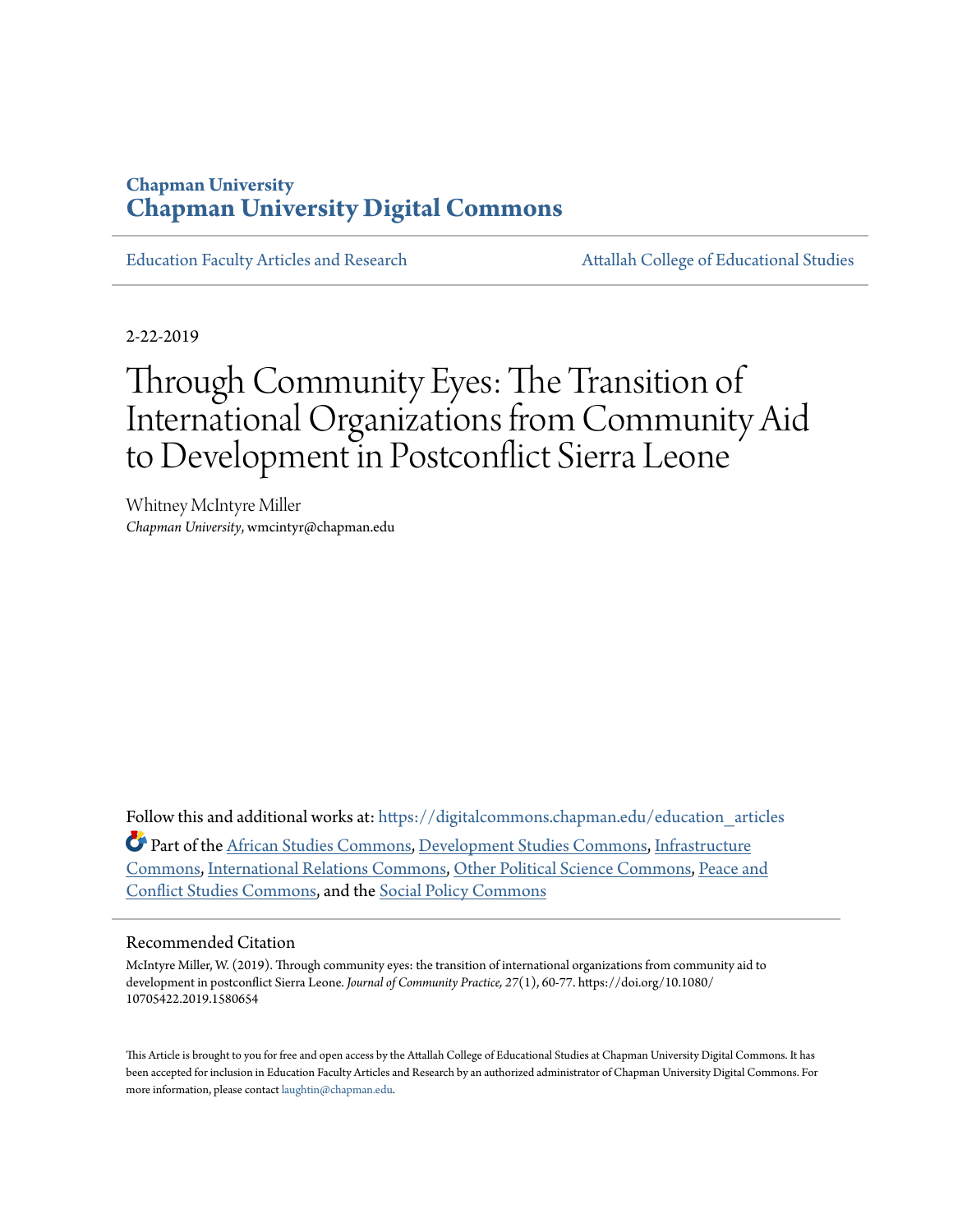Chapman University

# Chapman University Digital Commons

Education Faculty Articles and Research

Attallah College of Educational Studies

2-22-2019

# Through Community Eyes: The Transition of International Organizations from Community Aid to Development in Postconflict Sierra Leone

Whitney McIntyre Miller
*Chapman University*, wmcintyr@chapman.edu

Follow this and additional works at: https://digitalcommons.chapman.edu/education_articles

Part of the African Studies Commons, Development Studies Commons, Infrastructure Commons, International Relations Commons, Other Political Science Commons, Peace and Conflict Studies Commons, and the Social Policy Commons

## Recommended Citation

McIntyre Miller, W. (2019). Through community eyes: the transition of international organizations from community aid to development in postconflict Sierra Leone. *Journal of Community Practice, 27*(1), 60-77. https://doi.org/10.1080/10705422.2019.1580654

This Article is brought to you for free and open access by the Attallah College of Educational Studies at Chapman University Digital Commons. It has been accepted for inclusion in Education Faculty Articles and Research by an authorized administrator of Chapman University Digital Commons. For more information, please contact laughtin@chapman.edu.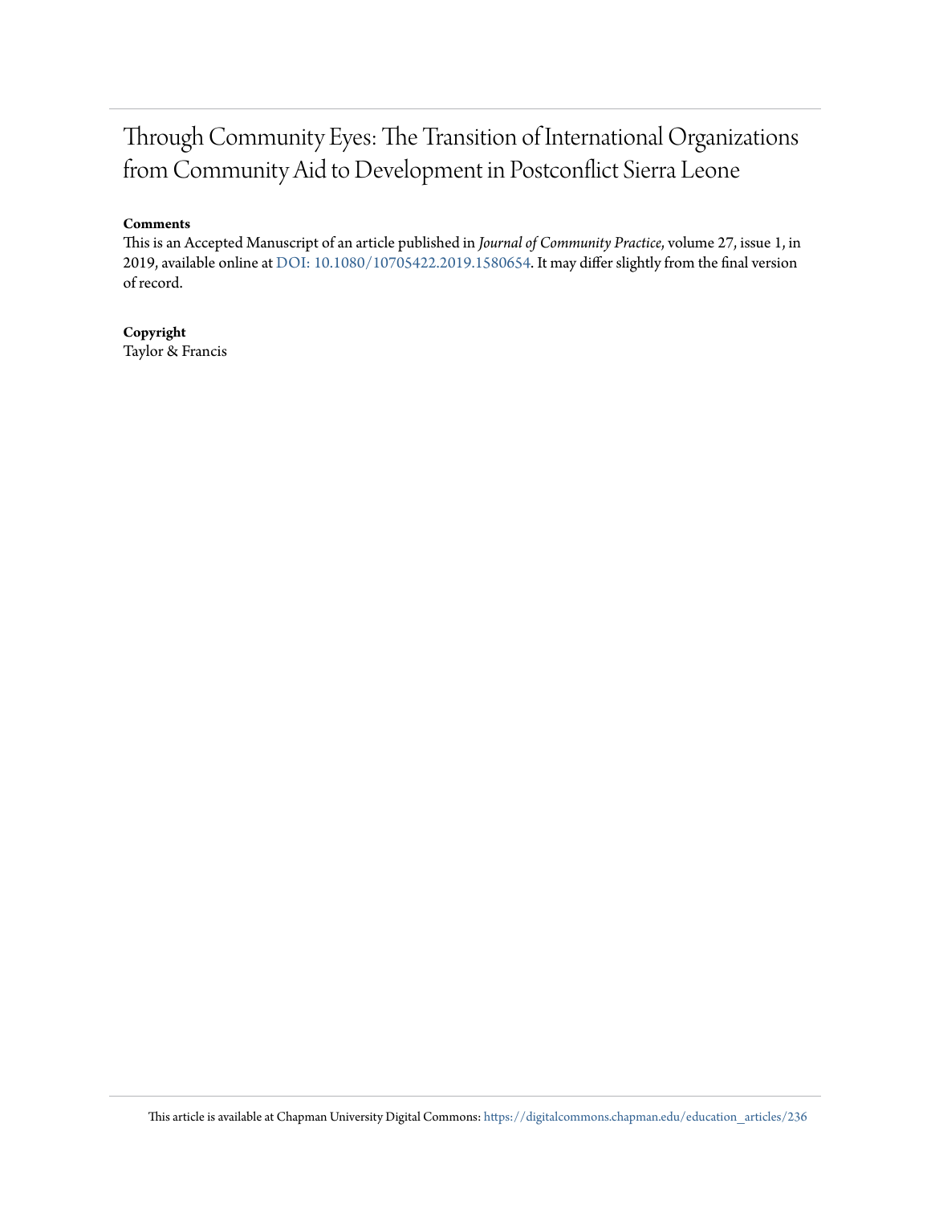# Through Community Eyes: The Transition of International Organizations from Community Aid to Development in Postconflict Sierra Leone

**Comments**

This is an Accepted Manuscript of an article published in *Journal of Community Practice*, volume 27, issue 1, in 2019, available online at DOI: 10.1080/10705422.2019.1580654. It may differ slightly from the final version of record.

**Copyright**

Taylor & Francis

This article is available at Chapman University Digital Commons: https://digitalcommons.chapman.edu/education_articles/236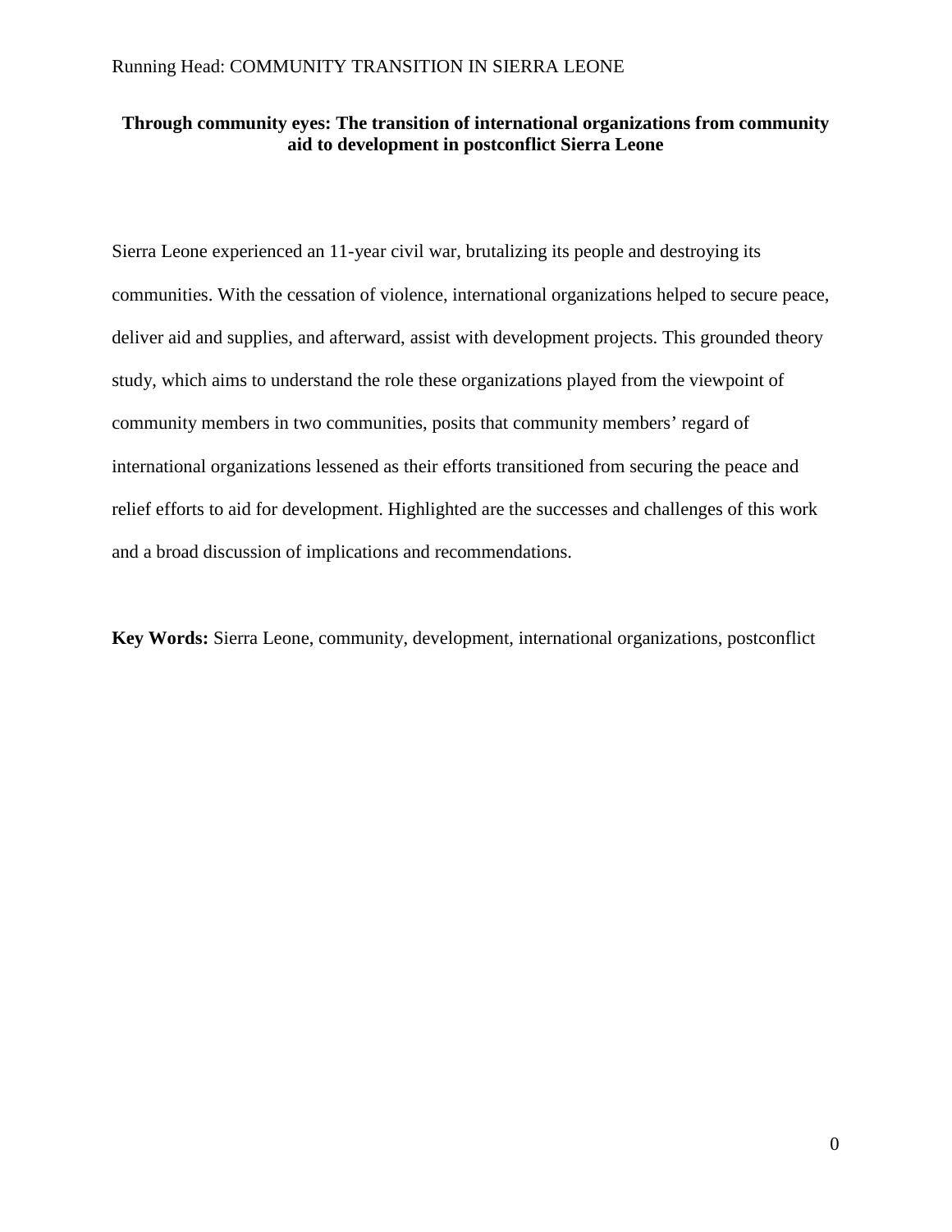**Through community eyes: The transition of international organizations from community aid to development in postconflict Sierra Leone**

Sierra Leone experienced an 11-year civil war, brutalizing its people and destroying its communities. With the cessation of violence, international organizations helped to secure peace, deliver aid and supplies, and afterward, assist with development projects. This grounded theory study, which aims to understand the role these organizations played from the viewpoint of community members in two communities, posits that community members' regard of international organizations lessened as their efforts transitioned from securing the peace and relief efforts to aid for development. Highlighted are the successes and challenges of this work and a broad discussion of implications and recommendations.

**Key Words:** Sierra Leone, community, development, international organizations, postconflict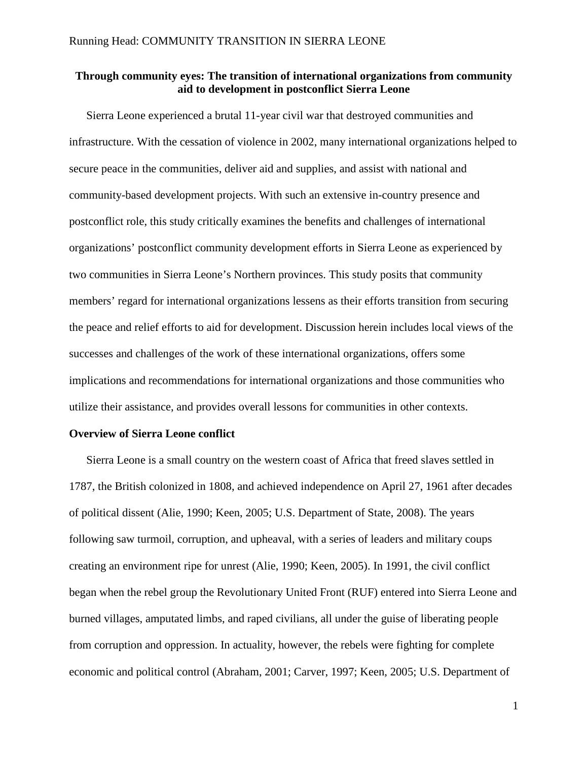**Through community eyes: The transition of international organizations from community aid to development in postconflict Sierra Leone**

Sierra Leone experienced a brutal 11-year civil war that destroyed communities and infrastructure. With the cessation of violence in 2002, many international organizations helped to secure peace in the communities, deliver aid and supplies, and assist with national and community-based development projects. With such an extensive in-country presence and postconflict role, this study critically examines the benefits and challenges of international organizations' postconflict community development efforts in Sierra Leone as experienced by two communities in Sierra Leone's Northern provinces. This study posits that community members' regard for international organizations lessens as their efforts transition from securing the peace and relief efforts to aid for development. Discussion herein includes local views of the successes and challenges of the work of these international organizations, offers some implications and recommendations for international organizations and those communities who utilize their assistance, and provides overall lessons for communities in other contexts.

## Overview of Sierra Leone conflict

Sierra Leone is a small country on the western coast of Africa that freed slaves settled in 1787, the British colonized in 1808, and achieved independence on April 27, 1961 after decades of political dissent (Alie, 1990; Keen, 2005; U.S. Department of State, 2008). The years following saw turmoil, corruption, and upheaval, with a series of leaders and military coups creating an environment ripe for unrest (Alie, 1990; Keen, 2005). In 1991, the civil conflict began when the rebel group the Revolutionary United Front (RUF) entered into Sierra Leone and burned villages, amputated limbs, and raped civilians, all under the guise of liberating people from corruption and oppression. In actuality, however, the rebels were fighting for complete economic and political control (Abraham, 2001; Carver, 1997; Keen, 2005; U.S. Department of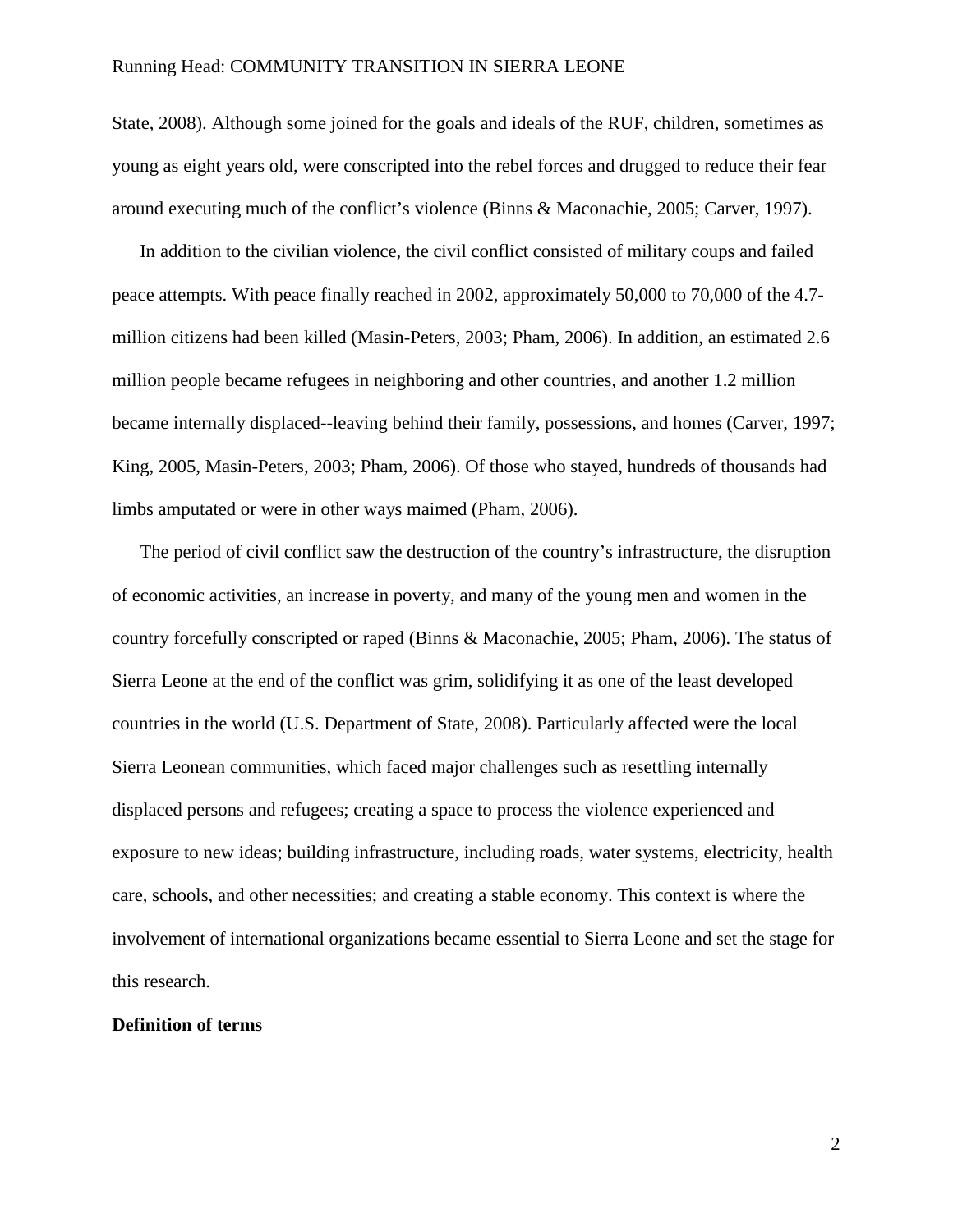State, 2008). Although some joined for the goals and ideals of the RUF, children, sometimes as young as eight years old, were conscripted into the rebel forces and drugged to reduce their fear around executing much of the conflict's violence (Binns & Maconachie, 2005; Carver, 1997).

In addition to the civilian violence, the civil conflict consisted of military coups and failed peace attempts. With peace finally reached in 2002, approximately 50,000 to 70,000 of the 4.7-million citizens had been killed (Masin-Peters, 2003; Pham, 2006). In addition, an estimated 2.6 million people became refugees in neighboring and other countries, and another 1.2 million became internally displaced--leaving behind their family, possessions, and homes (Carver, 1997; King, 2005, Masin-Peters, 2003; Pham, 2006). Of those who stayed, hundreds of thousands had limbs amputated or were in other ways maimed (Pham, 2006).

The period of civil conflict saw the destruction of the country's infrastructure, the disruption of economic activities, an increase in poverty, and many of the young men and women in the country forcefully conscripted or raped (Binns & Maconachie, 2005; Pham, 2006). The status of Sierra Leone at the end of the conflict was grim, solidifying it as one of the least developed countries in the world (U.S. Department of State, 2008). Particularly affected were the local Sierra Leonean communities, which faced major challenges such as resettling internally displaced persons and refugees; creating a space to process the violence experienced and exposure to new ideas; building infrastructure, including roads, water systems, electricity, health care, schools, and other necessities; and creating a stable economy. This context is where the involvement of international organizations became essential to Sierra Leone and set the stage for this research.

**Definition of terms**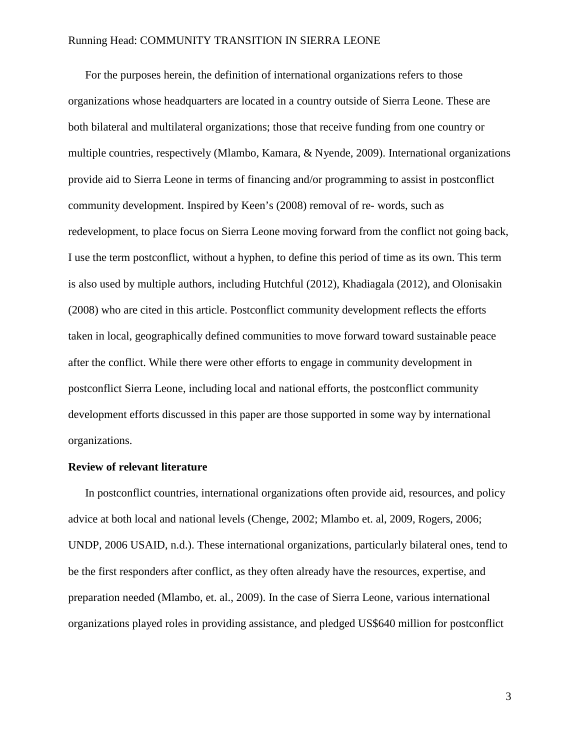For the purposes herein, the definition of international organizations refers to those organizations whose headquarters are located in a country outside of Sierra Leone. These are both bilateral and multilateral organizations; those that receive funding from one country or multiple countries, respectively (Mlambo, Kamara, & Nyende, 2009). International organizations provide aid to Sierra Leone in terms of financing and/or programming to assist in postconflict community development. Inspired by Keen's (2008) removal of re- words, such as redevelopment, to place focus on Sierra Leone moving forward from the conflict not going back, I use the term postconflict, without a hyphen, to define this period of time as its own. This term is also used by multiple authors, including Hutchful (2012), Khadiagala (2012), and Olonisakin (2008) who are cited in this article. Postconflict community development reflects the efforts taken in local, geographically defined communities to move forward toward sustainable peace after the conflict. While there were other efforts to engage in community development in postconflict Sierra Leone, including local and national efforts, the postconflict community development efforts discussed in this paper are those supported in some way by international organizations.

**Review of relevant literature**

In postconflict countries, international organizations often provide aid, resources, and policy advice at both local and national levels (Chenge, 2002; Mlambo et. al, 2009, Rogers, 2006; UNDP, 2006 USAID, n.d.). These international organizations, particularly bilateral ones, tend to be the first responders after conflict, as they often already have the resources, expertise, and preparation needed (Mlambo, et. al., 2009). In the case of Sierra Leone, various international organizations played roles in providing assistance, and pledged US$640 million for postconflict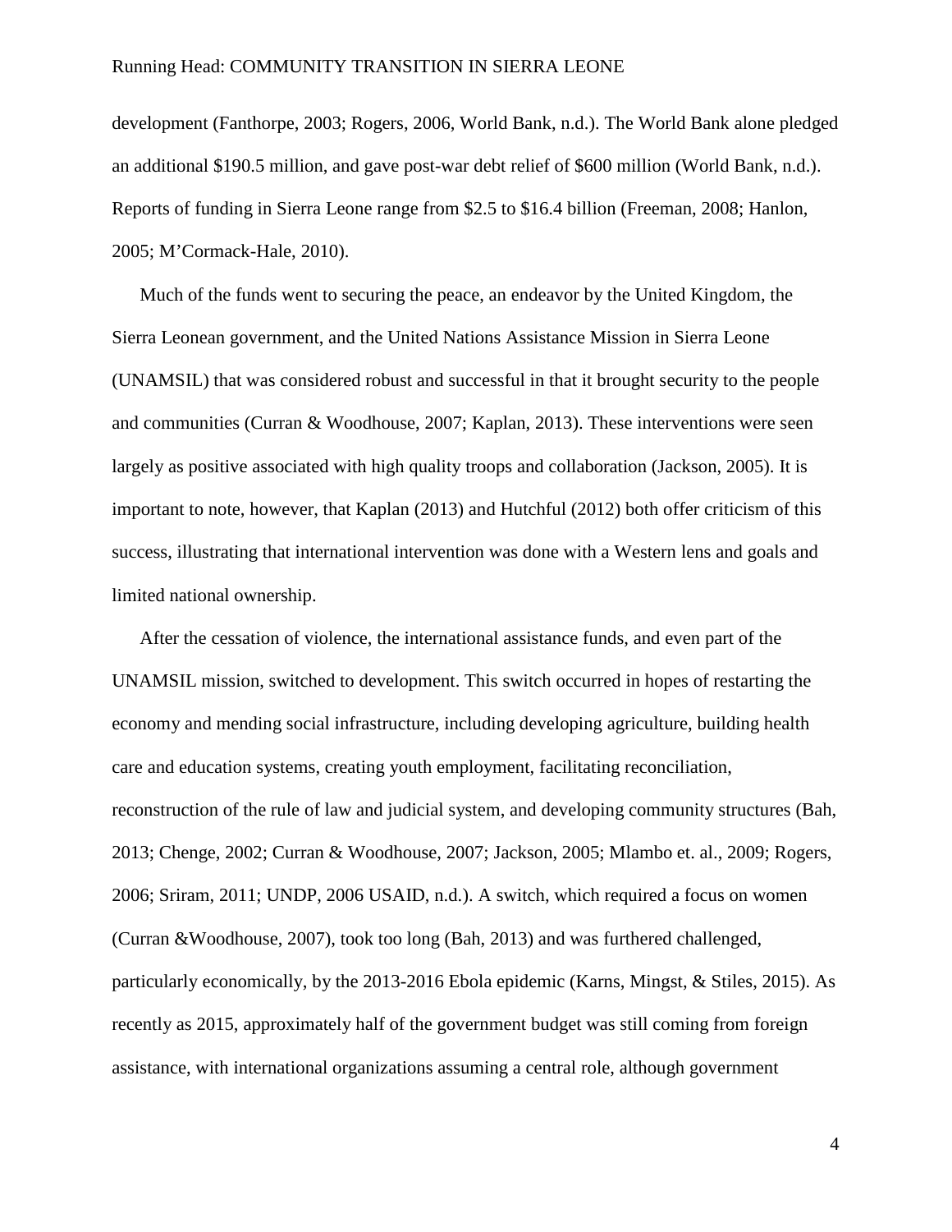development (Fanthorpe, 2003; Rogers, 2006, World Bank, n.d.). The World Bank alone pledged an additional $190.5 million, and gave post-war debt relief of $600 million (World Bank, n.d.). Reports of funding in Sierra Leone range from $2.5 to $16.4 billion (Freeman, 2008; Hanlon, 2005; M'Cormack-Hale, 2010).

Much of the funds went to securing the peace, an endeavor by the United Kingdom, the Sierra Leonean government, and the United Nations Assistance Mission in Sierra Leone (UNAMSIL) that was considered robust and successful in that it brought security to the people and communities (Curran & Woodhouse, 2007; Kaplan, 2013). These interventions were seen largely as positive associated with high quality troops and collaboration (Jackson, 2005). It is important to note, however, that Kaplan (2013) and Hutchful (2012) both offer criticism of this success, illustrating that international intervention was done with a Western lens and goals and limited national ownership.

After the cessation of violence, the international assistance funds, and even part of the UNAMSIL mission, switched to development. This switch occurred in hopes of restarting the economy and mending social infrastructure, including developing agriculture, building health care and education systems, creating youth employment, facilitating reconciliation, reconstruction of the rule of law and judicial system, and developing community structures (Bah, 2013; Chenge, 2002; Curran & Woodhouse, 2007; Jackson, 2005; Mlambo et. al., 2009; Rogers, 2006; Sriram, 2011; UNDP, 2006 USAID, n.d.). A switch, which required a focus on women (Curran &Woodhouse, 2007), took too long (Bah, 2013) and was furthered challenged, particularly economically, by the 2013-2016 Ebola epidemic (Karns, Mingst, & Stiles, 2015). As recently as 2015, approximately half of the government budget was still coming from foreign assistance, with international organizations assuming a central role, although government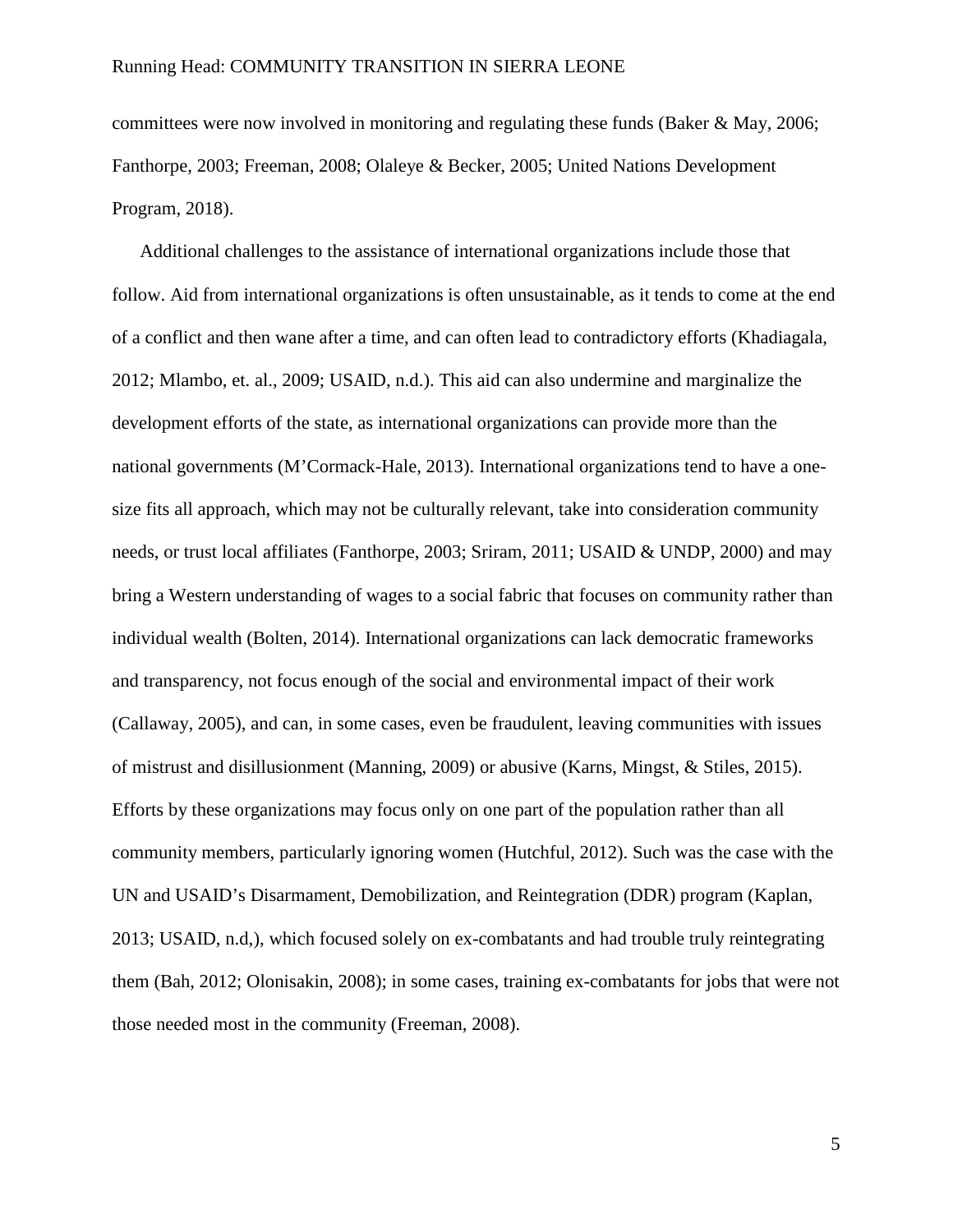committees were now involved in monitoring and regulating these funds (Baker & May, 2006; Fanthorpe, 2003; Freeman, 2008; Olaleye & Becker, 2005; United Nations Development Program, 2018).

Additional challenges to the assistance of international organizations include those that follow. Aid from international organizations is often unsustainable, as it tends to come at the end of a conflict and then wane after a time, and can often lead to contradictory efforts (Khadiagala, 2012; Mlambo, et. al., 2009; USAID, n.d.). This aid can also undermine and marginalize the development efforts of the state, as international organizations can provide more than the national governments (M'Cormack-Hale, 2013). International organizations tend to have a one-size fits all approach, which may not be culturally relevant, take into consideration community needs, or trust local affiliates (Fanthorpe, 2003; Sriram, 2011; USAID & UNDP, 2000) and may bring a Western understanding of wages to a social fabric that focuses on community rather than individual wealth (Bolten, 2014). International organizations can lack democratic frameworks and transparency, not focus enough of the social and environmental impact of their work (Callaway, 2005), and can, in some cases, even be fraudulent, leaving communities with issues of mistrust and disillusionment (Manning, 2009) or abusive (Karns, Mingst, & Stiles, 2015). Efforts by these organizations may focus only on one part of the population rather than all community members, particularly ignoring women (Hutchful, 2012). Such was the case with the UN and USAID's Disarmament, Demobilization, and Reintegration (DDR) program (Kaplan, 2013; USAID, n.d,), which focused solely on ex-combatants and had trouble truly reintegrating them (Bah, 2012; Olonisakin, 2008); in some cases, training ex-combatants for jobs that were not those needed most in the community (Freeman, 2008).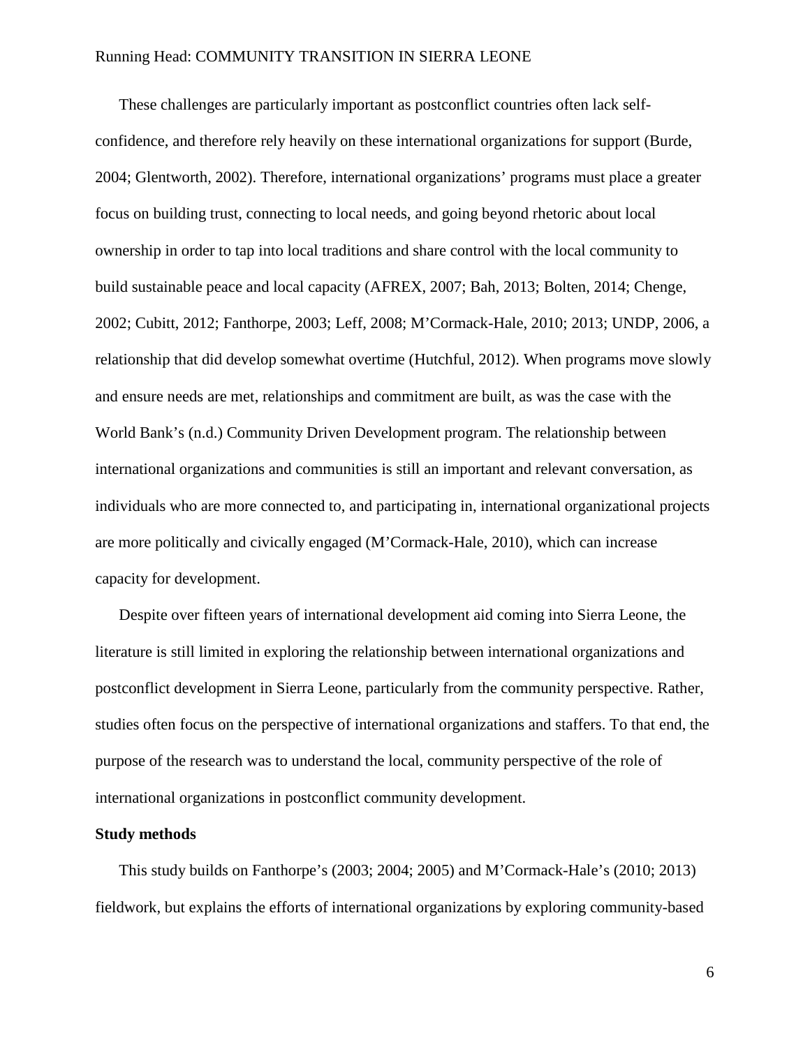These challenges are particularly important as postconflict countries often lack self-confidence, and therefore rely heavily on these international organizations for support (Burde, 2004; Glentworth, 2002). Therefore, international organizations' programs must place a greater focus on building trust, connecting to local needs, and going beyond rhetoric about local ownership in order to tap into local traditions and share control with the local community to build sustainable peace and local capacity (AFREX, 2007; Bah, 2013; Bolten, 2014; Chenge, 2002; Cubitt, 2012; Fanthorpe, 2003; Leff, 2008; M'Cormack-Hale, 2010; 2013; UNDP, 2006, a relationship that did develop somewhat overtime (Hutchful, 2012). When programs move slowly and ensure needs are met, relationships and commitment are built, as was the case with the World Bank's (n.d.) Community Driven Development program. The relationship between international organizations and communities is still an important and relevant conversation, as individuals who are more connected to, and participating in, international organizational projects are more politically and civically engaged (M'Cormack-Hale, 2010), which can increase capacity for development.

Despite over fifteen years of international development aid coming into Sierra Leone, the literature is still limited in exploring the relationship between international organizations and postconflict development in Sierra Leone, particularly from the community perspective. Rather, studies often focus on the perspective of international organizations and staffers. To that end, the purpose of the research was to understand the local, community perspective of the role of international organizations in postconflict community development.

**Study methods**

This study builds on Fanthorpe's (2003; 2004; 2005) and M'Cormack-Hale's (2010; 2013) fieldwork, but explains the efforts of international organizations by exploring community-based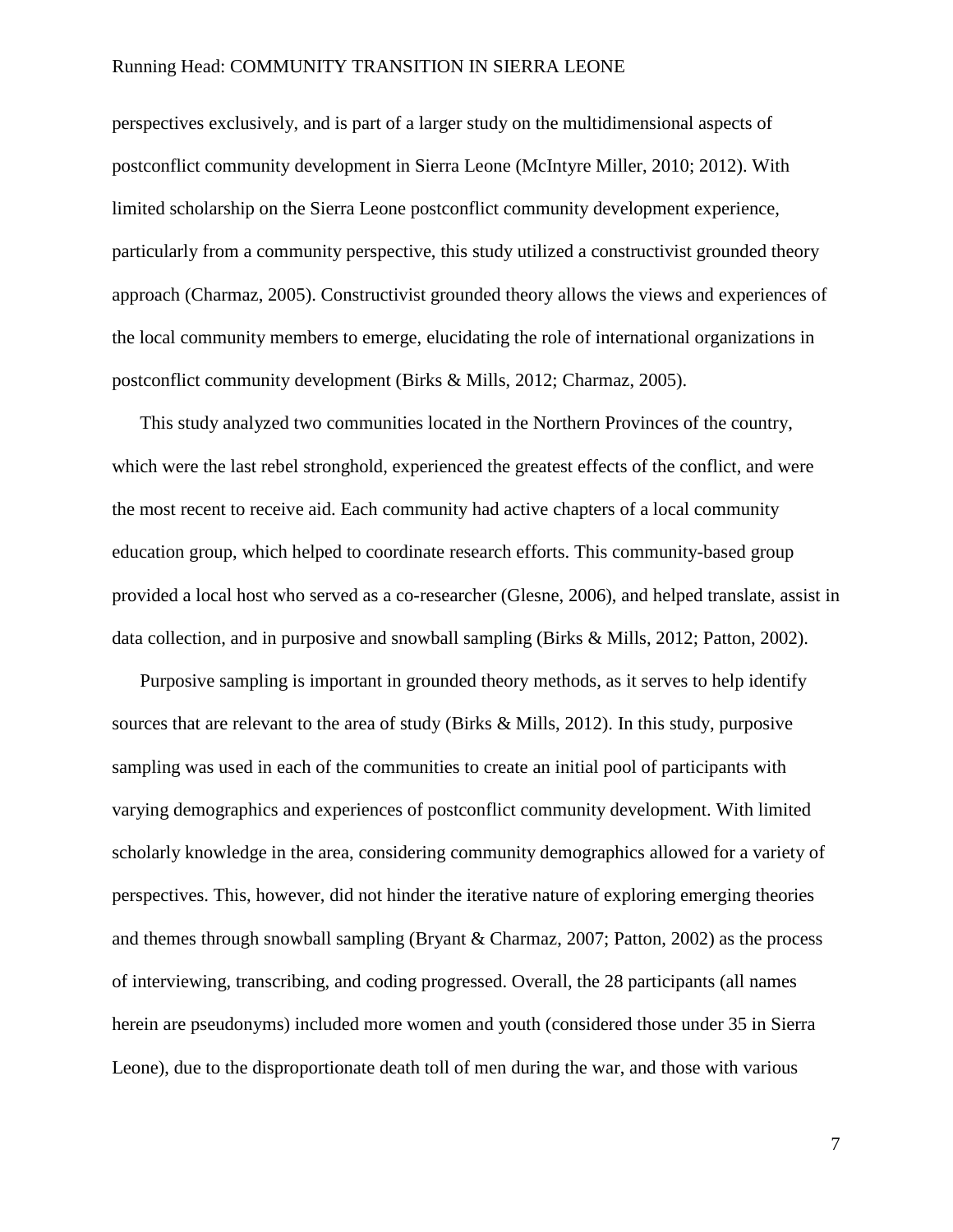perspectives exclusively, and is part of a larger study on the multidimensional aspects of postconflict community development in Sierra Leone (McIntyre Miller, 2010; 2012). With limited scholarship on the Sierra Leone postconflict community development experience, particularly from a community perspective, this study utilized a constructivist grounded theory approach (Charmaz, 2005). Constructivist grounded theory allows the views and experiences of the local community members to emerge, elucidating the role of international organizations in postconflict community development (Birks & Mills, 2012; Charmaz, 2005).

This study analyzed two communities located in the Northern Provinces of the country, which were the last rebel stronghold, experienced the greatest effects of the conflict, and were the most recent to receive aid. Each community had active chapters of a local community education group, which helped to coordinate research efforts. This community-based group provided a local host who served as a co-researcher (Glesne, 2006), and helped translate, assist in data collection, and in purposive and snowball sampling (Birks & Mills, 2012; Patton, 2002).

Purposive sampling is important in grounded theory methods, as it serves to help identify sources that are relevant to the area of study (Birks & Mills, 2012). In this study, purposive sampling was used in each of the communities to create an initial pool of participants with varying demographics and experiences of postconflict community development. With limited scholarly knowledge in the area, considering community demographics allowed for a variety of perspectives. This, however, did not hinder the iterative nature of exploring emerging theories and themes through snowball sampling (Bryant & Charmaz, 2007; Patton, 2002) as the process of interviewing, transcribing, and coding progressed. Overall, the 28 participants (all names herein are pseudonyms) included more women and youth (considered those under 35 in Sierra Leone), due to the disproportionate death toll of men during the war, and those with various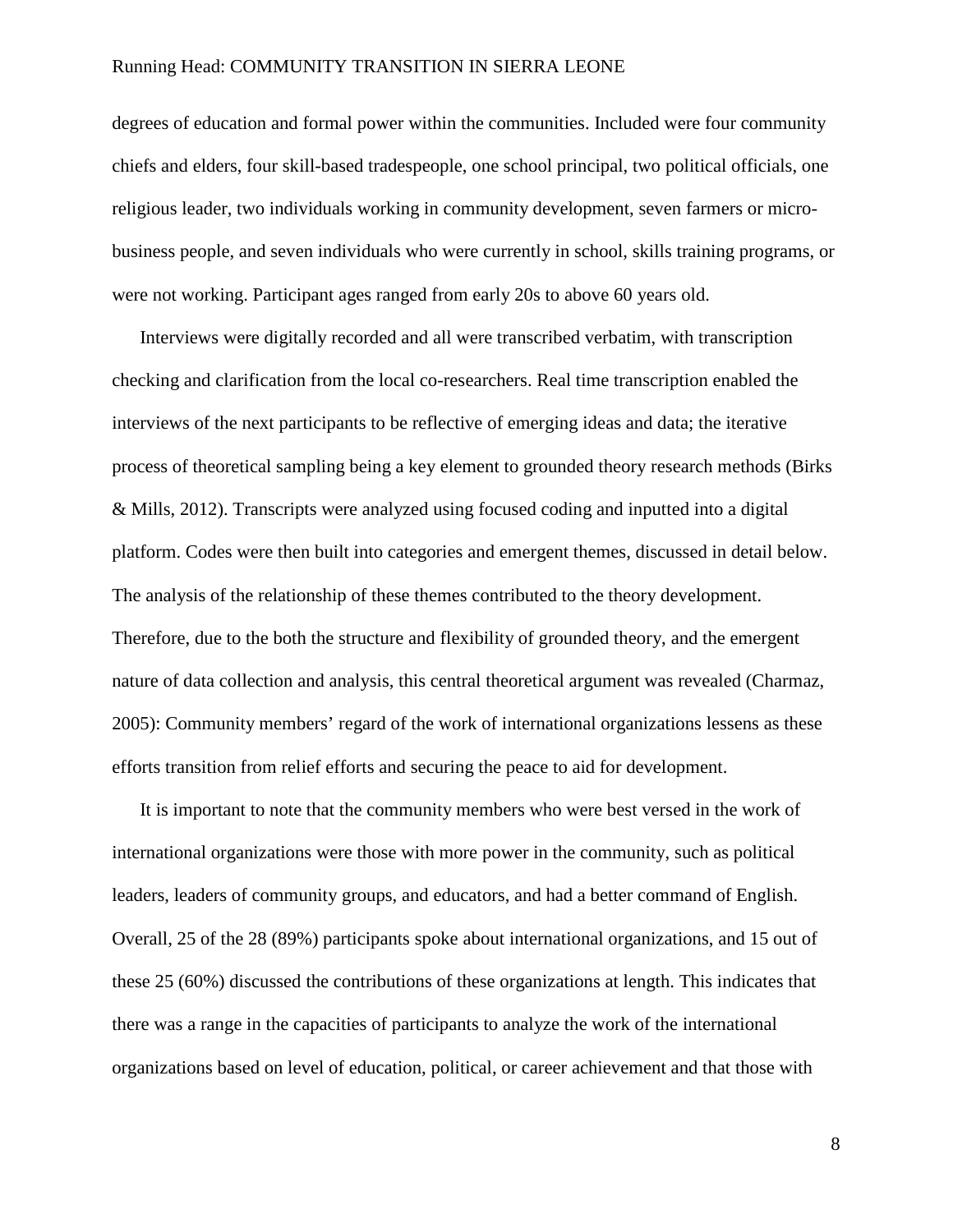degrees of education and formal power within the communities. Included were four community chiefs and elders, four skill-based tradespeople, one school principal, two political officials, one religious leader, two individuals working in community development, seven farmers or micro-business people, and seven individuals who were currently in school, skills training programs, or were not working. Participant ages ranged from early 20s to above 60 years old.

Interviews were digitally recorded and all were transcribed verbatim, with transcription checking and clarification from the local co-researchers. Real time transcription enabled the interviews of the next participants to be reflective of emerging ideas and data; the iterative process of theoretical sampling being a key element to grounded theory research methods (Birks & Mills, 2012). Transcripts were analyzed using focused coding and inputted into a digital platform. Codes were then built into categories and emergent themes, discussed in detail below. The analysis of the relationship of these themes contributed to the theory development. Therefore, due to the both the structure and flexibility of grounded theory, and the emergent nature of data collection and analysis, this central theoretical argument was revealed (Charmaz, 2005): Community members' regard of the work of international organizations lessens as these efforts transition from relief efforts and securing the peace to aid for development.

It is important to note that the community members who were best versed in the work of international organizations were those with more power in the community, such as political leaders, leaders of community groups, and educators, and had a better command of English. Overall, 25 of the 28 (89%) participants spoke about international organizations, and 15 out of these 25 (60%) discussed the contributions of these organizations at length. This indicates that there was a range in the capacities of participants to analyze the work of the international organizations based on level of education, political, or career achievement and that those with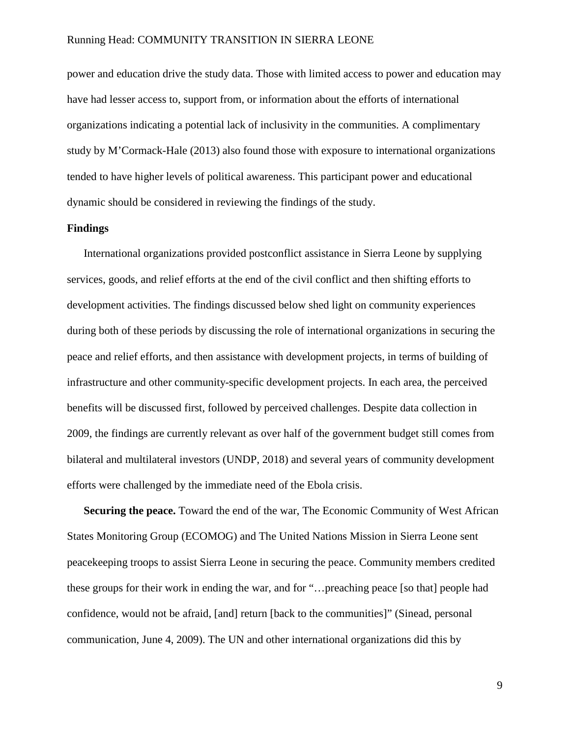power and education drive the study data. Those with limited access to power and education may have had lesser access to, support from, or information about the efforts of international organizations indicating a potential lack of inclusivity in the communities. A complimentary study by M'Cormack-Hale (2013) also found those with exposure to international organizations tended to have higher levels of political awareness. This participant power and educational dynamic should be considered in reviewing the findings of the study.

## Findings

International organizations provided postconflict assistance in Sierra Leone by supplying services, goods, and relief efforts at the end of the civil conflict and then shifting efforts to development activities. The findings discussed below shed light on community experiences during both of these periods by discussing the role of international organizations in securing the peace and relief efforts, and then assistance with development projects, in terms of building of infrastructure and other community-specific development projects. In each area, the perceived benefits will be discussed first, followed by perceived challenges. Despite data collection in 2009, the findings are currently relevant as over half of the government budget still comes from bilateral and multilateral investors (UNDP, 2018) and several years of community development efforts were challenged by the immediate need of the Ebola crisis.

**Securing the peace.** Toward the end of the war, The Economic Community of West African States Monitoring Group (ECOMOG) and The United Nations Mission in Sierra Leone sent peacekeeping troops to assist Sierra Leone in securing the peace. Community members credited these groups for their work in ending the war, and for "…preaching peace [so that] people had confidence, would not be afraid, [and] return [back to the communities]" (Sinead, personal communication, June 4, 2009). The UN and other international organizations did this by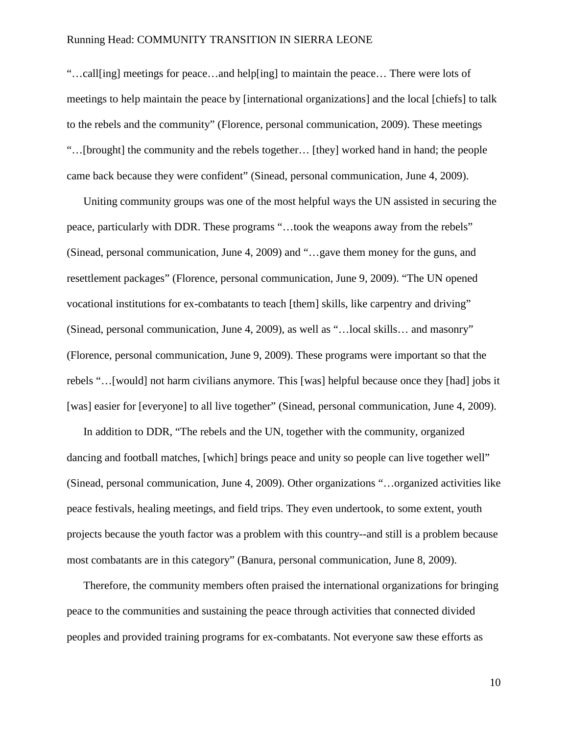"…call[ing] meetings for peace…and help[ing] to maintain the peace… There were lots of meetings to help maintain the peace by [international organizations] and the local [chiefs] to talk to the rebels and the community" (Florence, personal communication, 2009). These meetings "…[brought] the community and the rebels together… [they] worked hand in hand; the people came back because they were confident" (Sinead, personal communication, June 4, 2009).

Uniting community groups was one of the most helpful ways the UN assisted in securing the peace, particularly with DDR. These programs "…took the weapons away from the rebels" (Sinead, personal communication, June 4, 2009) and "…gave them money for the guns, and resettlement packages" (Florence, personal communication, June 9, 2009). "The UN opened vocational institutions for ex-combatants to teach [them] skills, like carpentry and driving" (Sinead, personal communication, June 4, 2009), as well as "…local skills… and masonry" (Florence, personal communication, June 9, 2009). These programs were important so that the rebels "…[would] not harm civilians anymore. This [was] helpful because once they [had] jobs it [was] easier for [everyone] to all live together" (Sinead, personal communication, June 4, 2009).

In addition to DDR, "The rebels and the UN, together with the community, organized dancing and football matches, [which] brings peace and unity so people can live together well" (Sinead, personal communication, June 4, 2009). Other organizations "…organized activities like peace festivals, healing meetings, and field trips. They even undertook, to some extent, youth projects because the youth factor was a problem with this country--and still is a problem because most combatants are in this category" (Banura, personal communication, June 8, 2009).

Therefore, the community members often praised the international organizations for bringing peace to the communities and sustaining the peace through activities that connected divided peoples and provided training programs for ex-combatants. Not everyone saw these efforts as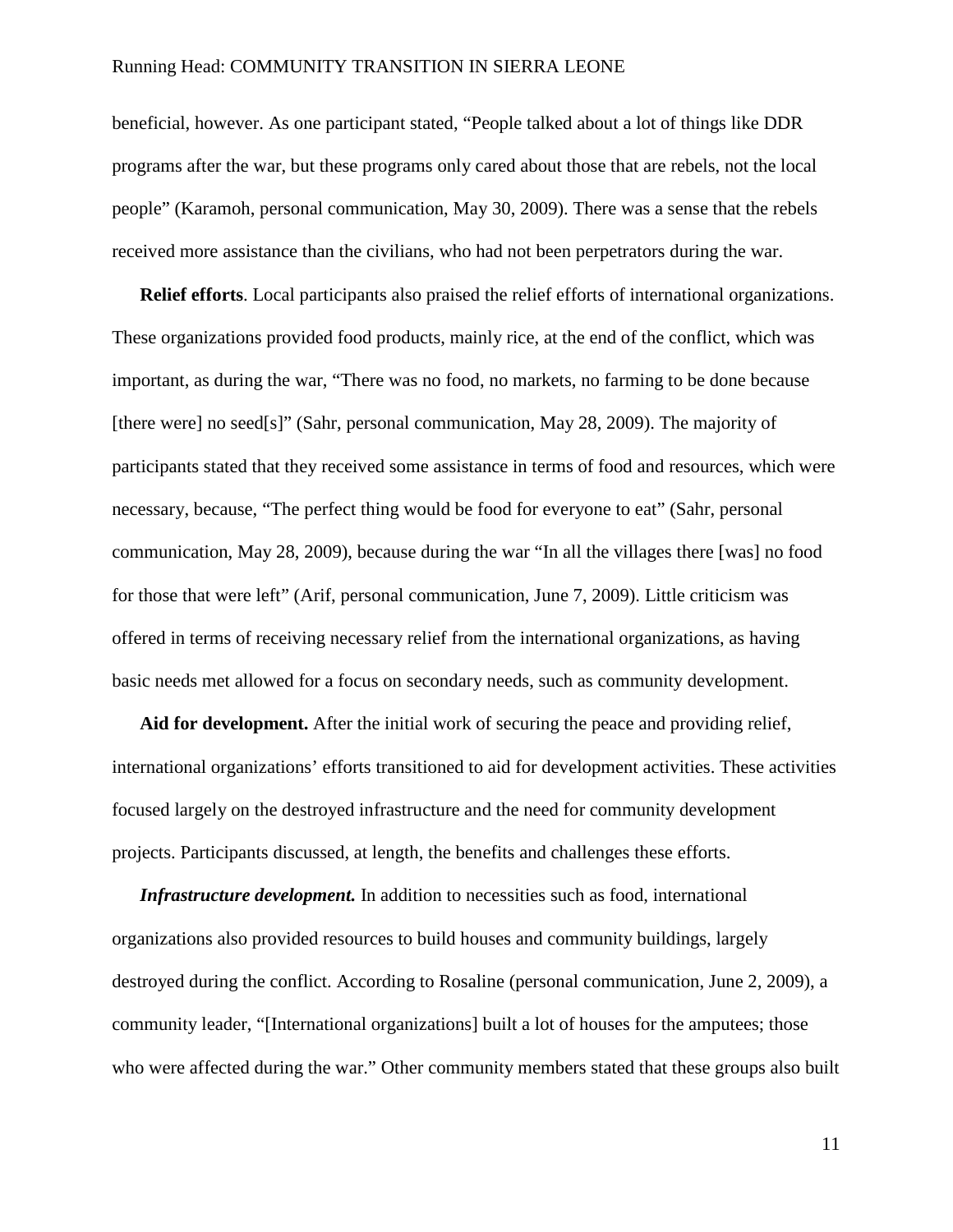beneficial, however. As one participant stated, "People talked about a lot of things like DDR programs after the war, but these programs only cared about those that are rebels, not the local people" (Karamoh, personal communication, May 30, 2009). There was a sense that the rebels received more assistance than the civilians, who had not been perpetrators during the war.

**Relief efforts**. Local participants also praised the relief efforts of international organizations. These organizations provided food products, mainly rice, at the end of the conflict, which was important, as during the war, "There was no food, no markets, no farming to be done because [there were] no seed[s]" (Sahr, personal communication, May 28, 2009). The majority of participants stated that they received some assistance in terms of food and resources, which were necessary, because, "The perfect thing would be food for everyone to eat" (Sahr, personal communication, May 28, 2009), because during the war "In all the villages there [was] no food for those that were left" (Arif, personal communication, June 7, 2009). Little criticism was offered in terms of receiving necessary relief from the international organizations, as having basic needs met allowed for a focus on secondary needs, such as community development.

**Aid for development.** After the initial work of securing the peace and providing relief, international organizations' efforts transitioned to aid for development activities. These activities focused largely on the destroyed infrastructure and the need for community development projects. Participants discussed, at length, the benefits and challenges these efforts.

***Infrastructure development.*** In addition to necessities such as food, international organizations also provided resources to build houses and community buildings, largely destroyed during the conflict. According to Rosaline (personal communication, June 2, 2009), a community leader, "[International organizations] built a lot of houses for the amputees; those who were affected during the war." Other community members stated that these groups also built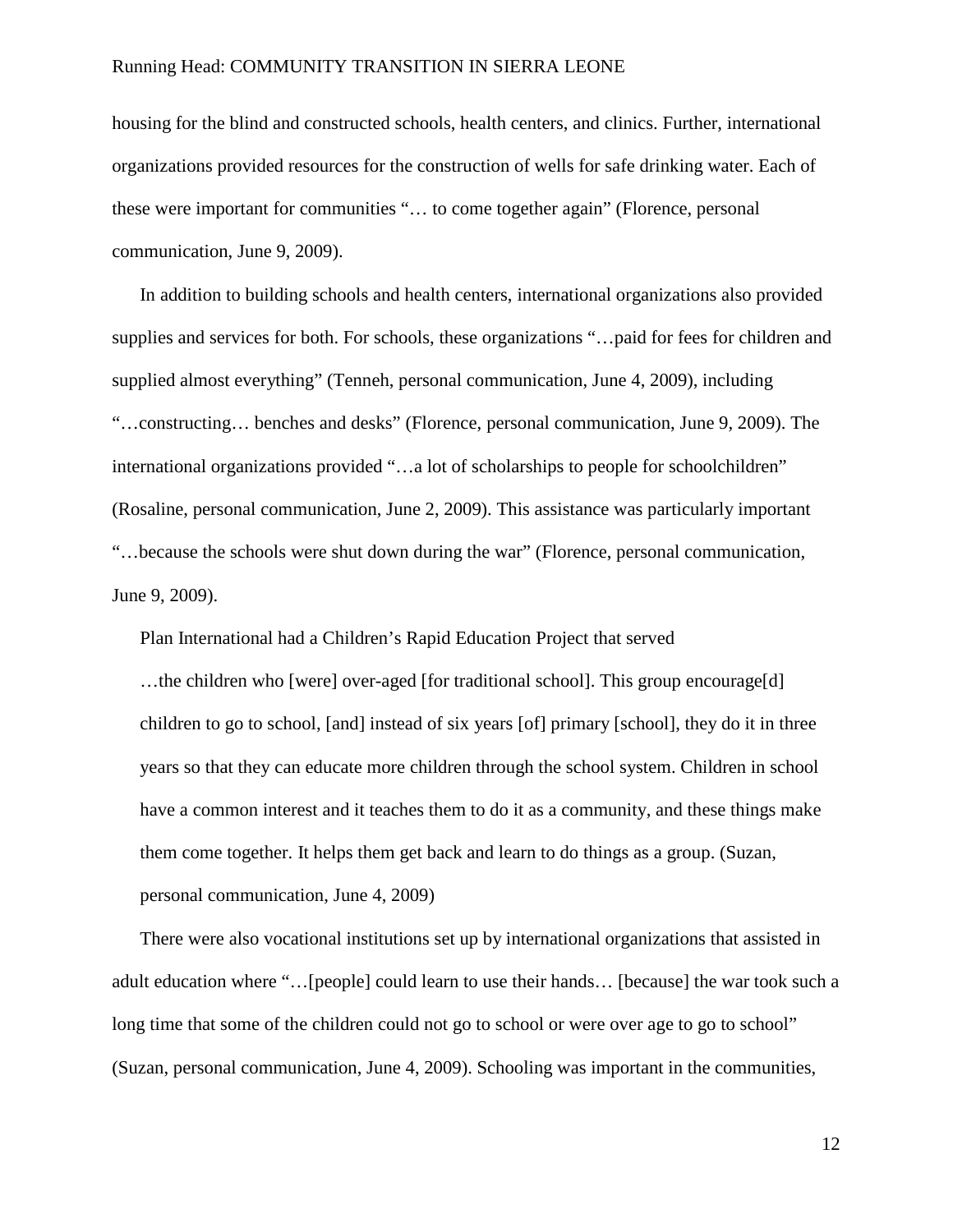housing for the blind and constructed schools, health centers, and clinics. Further, international organizations provided resources for the construction of wells for safe drinking water. Each of these were important for communities "… to come together again" (Florence, personal communication, June 9, 2009).

In addition to building schools and health centers, international organizations also provided supplies and services for both. For schools, these organizations "…paid for fees for children and supplied almost everything" (Tenneh, personal communication, June 4, 2009), including "…constructing… benches and desks" (Florence, personal communication, June 9, 2009). The international organizations provided "…a lot of scholarships to people for schoolchildren" (Rosaline, personal communication, June 2, 2009). This assistance was particularly important "…because the schools were shut down during the war" (Florence, personal communication, June 9, 2009).

Plan International had a Children's Rapid Education Project that served

> …the children who [were] over-aged [for traditional school]. This group encourage[d] children to go to school, [and] instead of six years [of] primary [school], they do it in three years so that they can educate more children through the school system. Children in school have a common interest and it teaches them to do it as a community, and these things make them come together. It helps them get back and learn to do things as a group. (Suzan, personal communication, June 4, 2009)

There were also vocational institutions set up by international organizations that assisted in adult education where "…[people] could learn to use their hands… [because] the war took such a long time that some of the children could not go to school or were over age to go to school" (Suzan, personal communication, June 4, 2009). Schooling was important in the communities,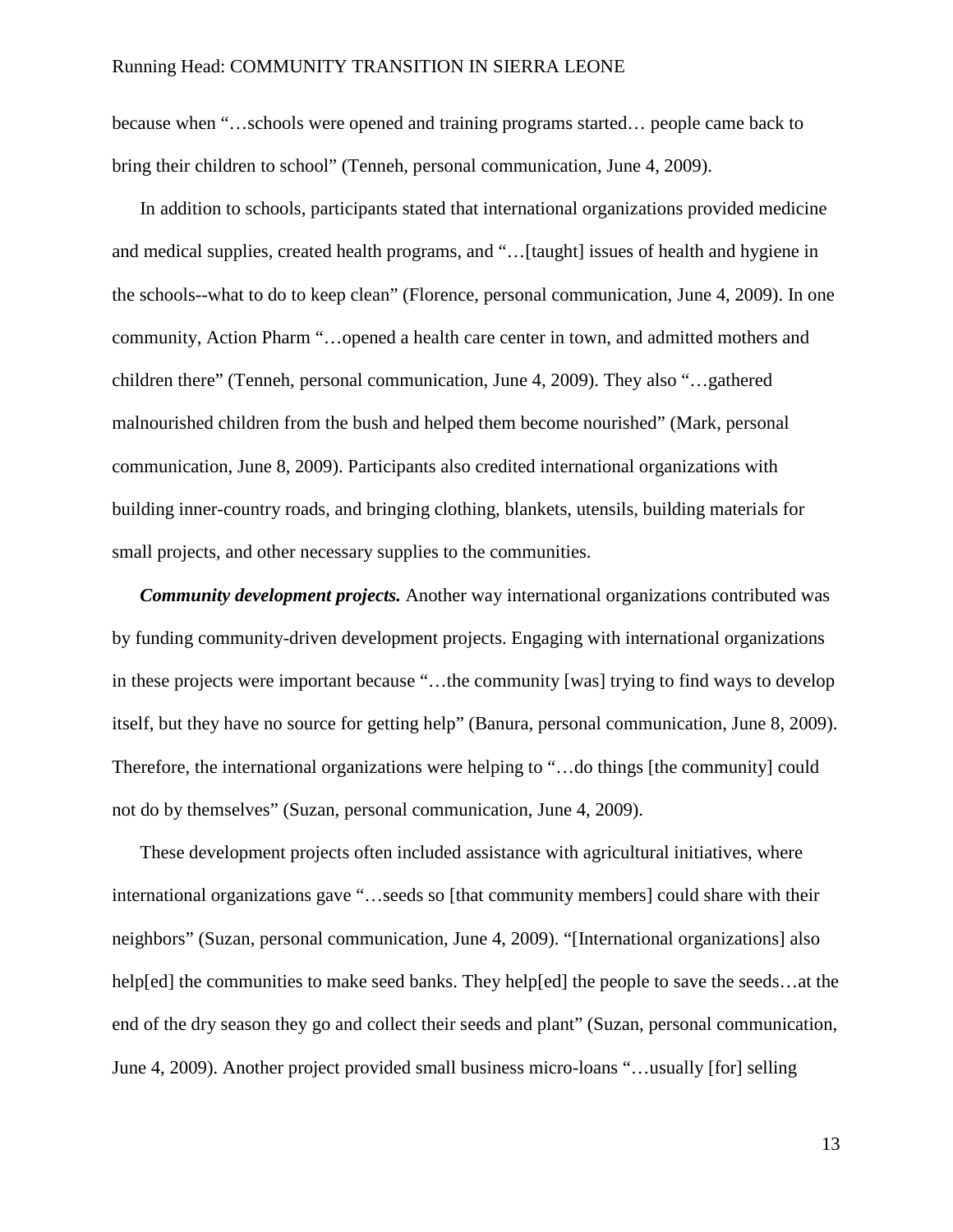because when "…schools were opened and training programs started… people came back to bring their children to school" (Tenneh, personal communication, June 4, 2009).

In addition to schools, participants stated that international organizations provided medicine and medical supplies, created health programs, and "…[taught] issues of health and hygiene in the schools--what to do to keep clean" (Florence, personal communication, June 4, 2009). In one community, Action Pharm "…opened a health care center in town, and admitted mothers and children there" (Tenneh, personal communication, June 4, 2009). They also "…gathered malnourished children from the bush and helped them become nourished" (Mark, personal communication, June 8, 2009). Participants also credited international organizations with building inner-country roads, and bringing clothing, blankets, utensils, building materials for small projects, and other necessary supplies to the communities.

***Community development projects.*** Another way international organizations contributed was by funding community-driven development projects. Engaging with international organizations in these projects were important because "…the community [was] trying to find ways to develop itself, but they have no source for getting help" (Banura, personal communication, June 8, 2009). Therefore, the international organizations were helping to "…do things [the community] could not do by themselves" (Suzan, personal communication, June 4, 2009).

These development projects often included assistance with agricultural initiatives, where international organizations gave "…seeds so [that community members] could share with their neighbors" (Suzan, personal communication, June 4, 2009). "[International organizations] also help[ed] the communities to make seed banks. They help[ed] the people to save the seeds…at the end of the dry season they go and collect their seeds and plant" (Suzan, personal communication, June 4, 2009). Another project provided small business micro-loans "…usually [for] selling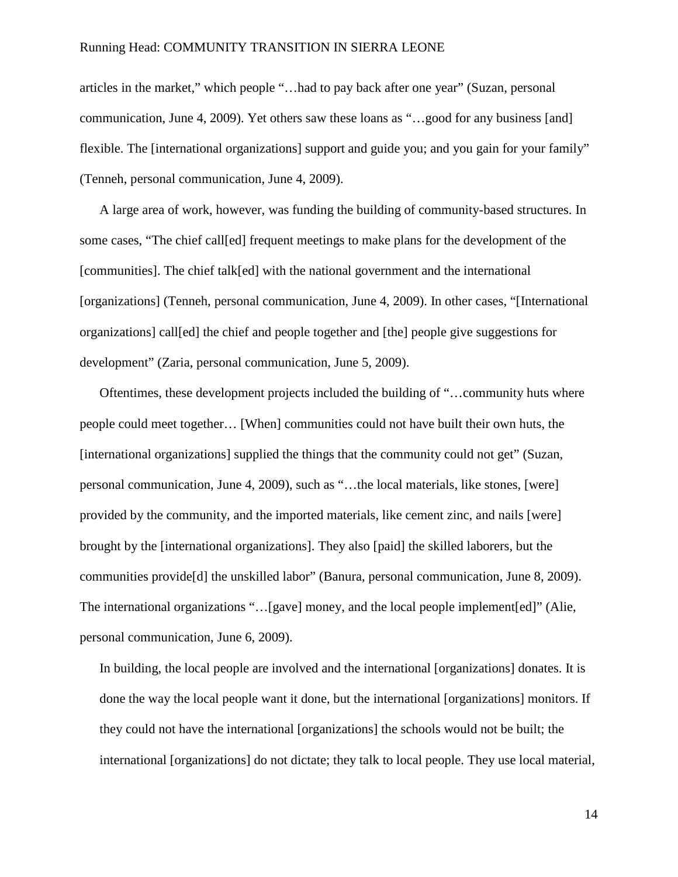articles in the market," which people "…had to pay back after one year" (Suzan, personal communication, June 4, 2009). Yet others saw these loans as "…good for any business [and] flexible. The [international organizations] support and guide you; and you gain for your family" (Tenneh, personal communication, June 4, 2009).

A large area of work, however, was funding the building of community-based structures. In some cases, "The chief call[ed] frequent meetings to make plans for the development of the [communities]. The chief talk[ed] with the national government and the international [organizations] (Tenneh, personal communication, June 4, 2009). In other cases, "[International organizations] call[ed] the chief and people together and [the] people give suggestions for development" (Zaria, personal communication, June 5, 2009).

Oftentimes, these development projects included the building of "…community huts where people could meet together… [When] communities could not have built their own huts, the [international organizations] supplied the things that the community could not get" (Suzan, personal communication, June 4, 2009), such as "…the local materials, like stones, [were] provided by the community, and the imported materials, like cement zinc, and nails [were] brought by the [international organizations]. They also [paid] the skilled laborers, but the communities provide[d] the unskilled labor" (Banura, personal communication, June 8, 2009). The international organizations "…[gave] money, and the local people implement[ed]" (Alie, personal communication, June 6, 2009).

> In building, the local people are involved and the international [organizations] donates. It is done the way the local people want it done, but the international [organizations] monitors. If they could not have the international [organizations] the schools would not be built; the international [organizations] do not dictate; they talk to local people. They use local material,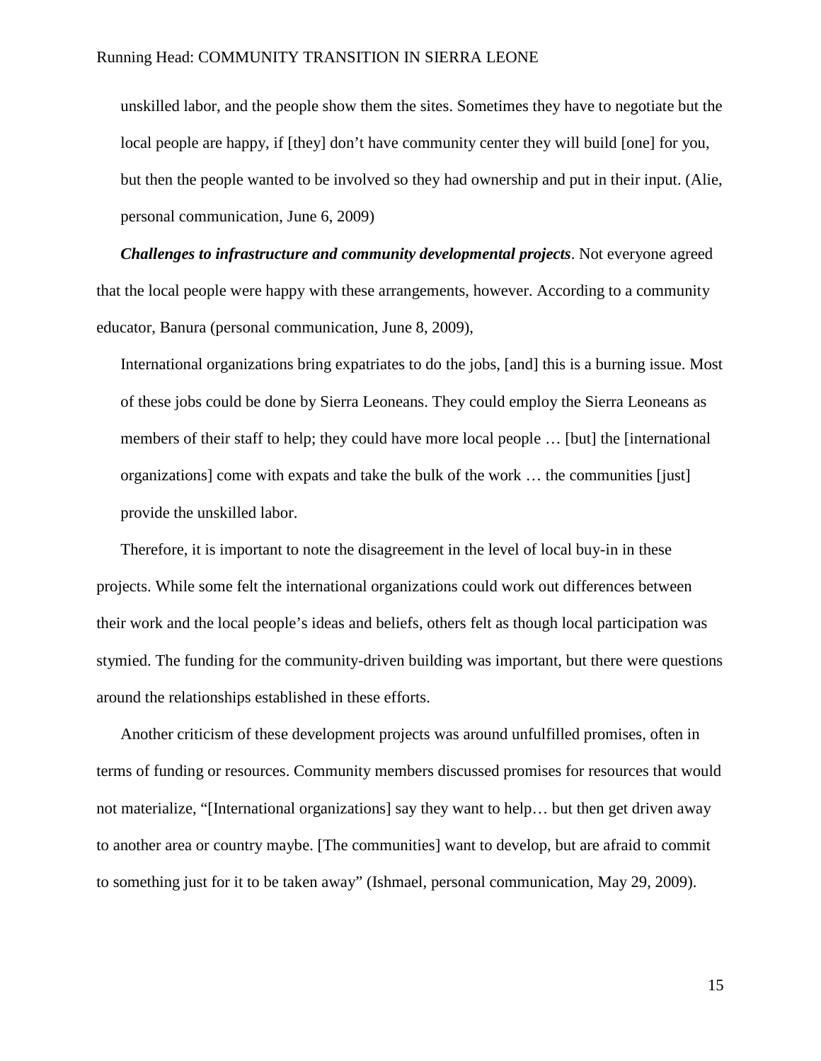unskilled labor, and the people show them the sites. Sometimes they have to negotiate but the local people are happy, if [they] don't have community center they will build [one] for you, but then the people wanted to be involved so they had ownership and put in their input. (Alie, personal communication, June 6, 2009)

***Challenges to infrastructure and community developmental projects***. Not everyone agreed that the local people were happy with these arrangements, however. According to a community educator, Banura (personal communication, June 8, 2009),

> International organizations bring expatriates to do the jobs, [and] this is a burning issue. Most of these jobs could be done by Sierra Leoneans. They could employ the Sierra Leoneans as members of their staff to help; they could have more local people … [but] the [international organizations] come with expats and take the bulk of the work … the communities [just] provide the unskilled labor.

Therefore, it is important to note the disagreement in the level of local buy-in in these projects. While some felt the international organizations could work out differences between their work and the local people's ideas and beliefs, others felt as though local participation was stymied. The funding for the community-driven building was important, but there were questions around the relationships established in these efforts.

Another criticism of these development projects was around unfulfilled promises, often in terms of funding or resources. Community members discussed promises for resources that would not materialize, "[International organizations] say they want to help… but then get driven away to another area or country maybe. [The communities] want to develop, but are afraid to commit to something just for it to be taken away" (Ishmael, personal communication, May 29, 2009).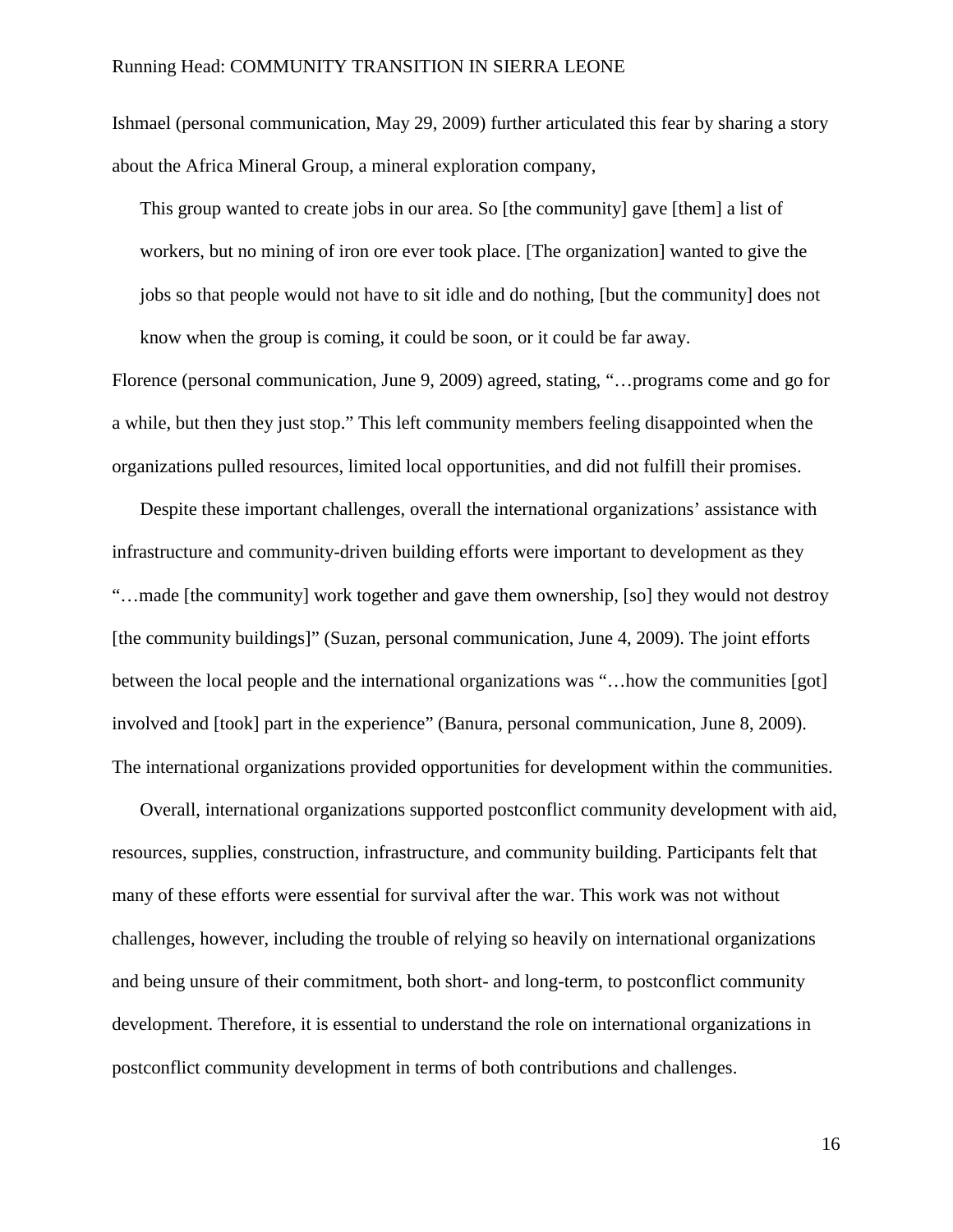Ishmael (personal communication, May 29, 2009) further articulated this fear by sharing a story about the Africa Mineral Group, a mineral exploration company,

> This group wanted to create jobs in our area. So [the community] gave [them] a list of workers, but no mining of iron ore ever took place. [The organization] wanted to give the jobs so that people would not have to sit idle and do nothing, [but the community] does not know when the group is coming, it could be soon, or it could be far away.

Florence (personal communication, June 9, 2009) agreed, stating, "…programs come and go for a while, but then they just stop." This left community members feeling disappointed when the organizations pulled resources, limited local opportunities, and did not fulfill their promises.

Despite these important challenges, overall the international organizations' assistance with infrastructure and community-driven building efforts were important to development as they "…made [the community] work together and gave them ownership, [so] they would not destroy [the community buildings]" (Suzan, personal communication, June 4, 2009). The joint efforts between the local people and the international organizations was "…how the communities [got] involved and [took] part in the experience" (Banura, personal communication, June 8, 2009). The international organizations provided opportunities for development within the communities.

Overall, international organizations supported postconflict community development with aid, resources, supplies, construction, infrastructure, and community building. Participants felt that many of these efforts were essential for survival after the war. This work was not without challenges, however, including the trouble of relying so heavily on international organizations and being unsure of their commitment, both short- and long-term, to postconflict community development. Therefore, it is essential to understand the role on international organizations in postconflict community development in terms of both contributions and challenges.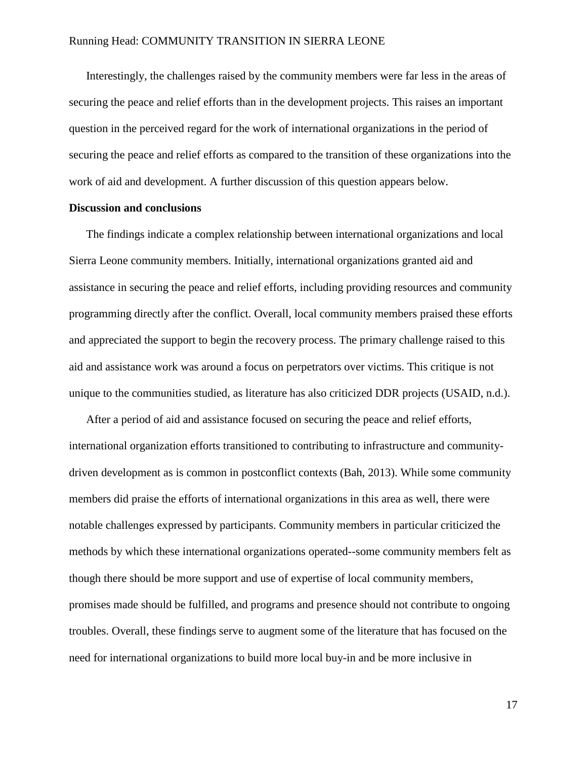Interestingly, the challenges raised by the community members were far less in the areas of securing the peace and relief efforts than in the development projects. This raises an important question in the perceived regard for the work of international organizations in the period of securing the peace and relief efforts as compared to the transition of these organizations into the work of aid and development. A further discussion of this question appears below.

**Discussion and conclusions**

The findings indicate a complex relationship between international organizations and local Sierra Leone community members. Initially, international organizations granted aid and assistance in securing the peace and relief efforts, including providing resources and community programming directly after the conflict. Overall, local community members praised these efforts and appreciated the support to begin the recovery process. The primary challenge raised to this aid and assistance work was around a focus on perpetrators over victims. This critique is not unique to the communities studied, as literature has also criticized DDR projects (USAID, n.d.).

After a period of aid and assistance focused on securing the peace and relief efforts, international organization efforts transitioned to contributing to infrastructure and community-driven development as is common in postconflict contexts (Bah, 2013). While some community members did praise the efforts of international organizations in this area as well, there were notable challenges expressed by participants. Community members in particular criticized the methods by which these international organizations operated--some community members felt as though there should be more support and use of expertise of local community members, promises made should be fulfilled, and programs and presence should not contribute to ongoing troubles. Overall, these findings serve to augment some of the literature that has focused on the need for international organizations to build more local buy-in and be more inclusive in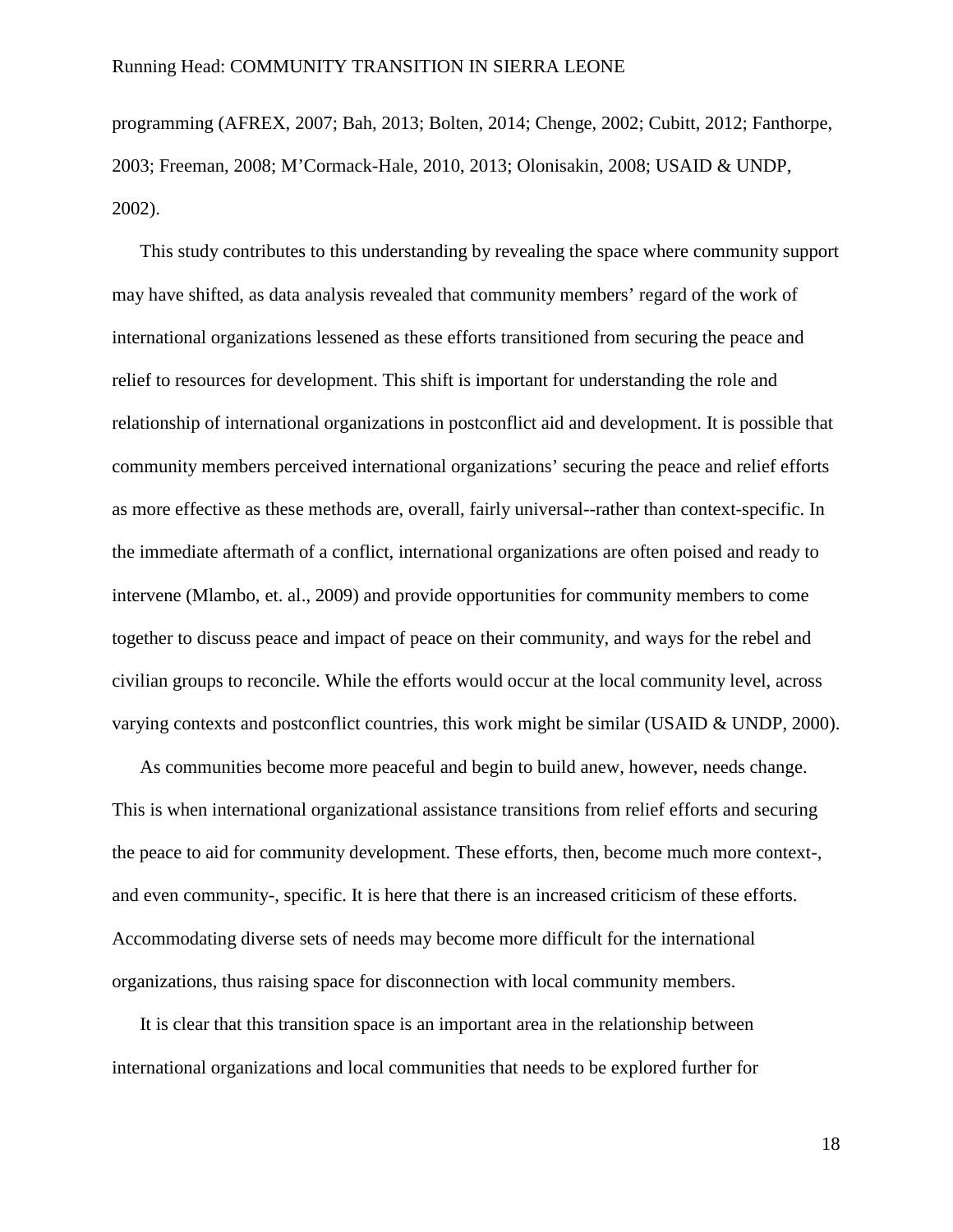programming (AFREX, 2007; Bah, 2013; Bolten, 2014; Chenge, 2002; Cubitt, 2012; Fanthorpe, 2003; Freeman, 2008; M'Cormack-Hale, 2010, 2013; Olonisakin, 2008; USAID & UNDP, 2002).

This study contributes to this understanding by revealing the space where community support may have shifted, as data analysis revealed that community members' regard of the work of international organizations lessened as these efforts transitioned from securing the peace and relief to resources for development. This shift is important for understanding the role and relationship of international organizations in postconflict aid and development. It is possible that community members perceived international organizations' securing the peace and relief efforts as more effective as these methods are, overall, fairly universal--rather than context-specific. In the immediate aftermath of a conflict, international organizations are often poised and ready to intervene (Mlambo, et. al., 2009) and provide opportunities for community members to come together to discuss peace and impact of peace on their community, and ways for the rebel and civilian groups to reconcile. While the efforts would occur at the local community level, across varying contexts and postconflict countries, this work might be similar (USAID & UNDP, 2000).

As communities become more peaceful and begin to build anew, however, needs change. This is when international organizational assistance transitions from relief efforts and securing the peace to aid for community development. These efforts, then, become much more context-, and even community-, specific. It is here that there is an increased criticism of these efforts. Accommodating diverse sets of needs may become more difficult for the international organizations, thus raising space for disconnection with local community members.

It is clear that this transition space is an important area in the relationship between international organizations and local communities that needs to be explored further for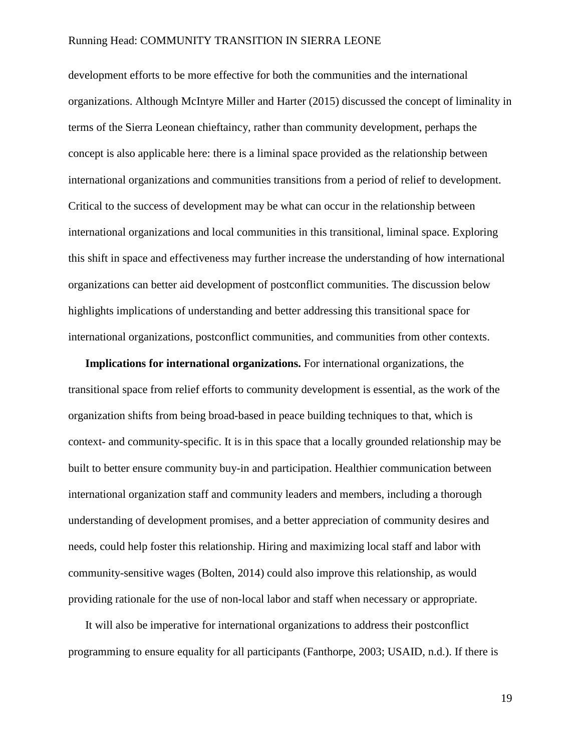development efforts to be more effective for both the communities and the international organizations. Although McIntyre Miller and Harter (2015) discussed the concept of liminality in terms of the Sierra Leonean chieftaincy, rather than community development, perhaps the concept is also applicable here: there is a liminal space provided as the relationship between international organizations and communities transitions from a period of relief to development. Critical to the success of development may be what can occur in the relationship between international organizations and local communities in this transitional, liminal space. Exploring this shift in space and effectiveness may further increase the understanding of how international organizations can better aid development of postconflict communities. The discussion below highlights implications of understanding and better addressing this transitional space for international organizations, postconflict communities, and communities from other contexts.

**Implications for international organizations.** For international organizations, the transitional space from relief efforts to community development is essential, as the work of the organization shifts from being broad-based in peace building techniques to that, which is context- and community-specific. It is in this space that a locally grounded relationship may be built to better ensure community buy-in and participation. Healthier communication between international organization staff and community leaders and members, including a thorough understanding of development promises, and a better appreciation of community desires and needs, could help foster this relationship. Hiring and maximizing local staff and labor with community-sensitive wages (Bolten, 2014) could also improve this relationship, as would providing rationale for the use of non-local labor and staff when necessary or appropriate.

It will also be imperative for international organizations to address their postconflict programming to ensure equality for all participants (Fanthorpe, 2003; USAID, n.d.). If there is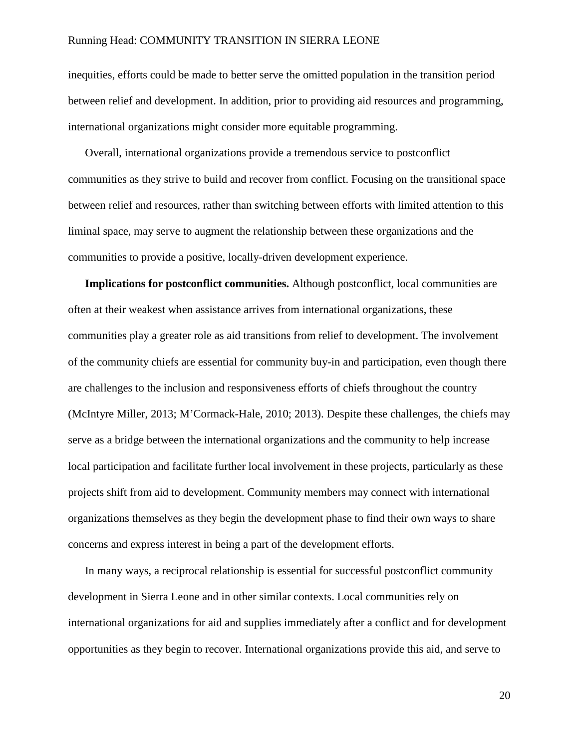inequities, efforts could be made to better serve the omitted population in the transition period between relief and development. In addition, prior to providing aid resources and programming, international organizations might consider more equitable programming.

Overall, international organizations provide a tremendous service to postconflict communities as they strive to build and recover from conflict. Focusing on the transitional space between relief and resources, rather than switching between efforts with limited attention to this liminal space, may serve to augment the relationship between these organizations and the communities to provide a positive, locally-driven development experience.

**Implications for postconflict communities.** Although postconflict, local communities are often at their weakest when assistance arrives from international organizations, these communities play a greater role as aid transitions from relief to development. The involvement of the community chiefs are essential for community buy-in and participation, even though there are challenges to the inclusion and responsiveness efforts of chiefs throughout the country (McIntyre Miller, 2013; M'Cormack-Hale, 2010; 2013). Despite these challenges, the chiefs may serve as a bridge between the international organizations and the community to help increase local participation and facilitate further local involvement in these projects, particularly as these projects shift from aid to development. Community members may connect with international organizations themselves as they begin the development phase to find their own ways to share concerns and express interest in being a part of the development efforts.

In many ways, a reciprocal relationship is essential for successful postconflict community development in Sierra Leone and in other similar contexts. Local communities rely on international organizations for aid and supplies immediately after a conflict and for development opportunities as they begin to recover. International organizations provide this aid, and serve to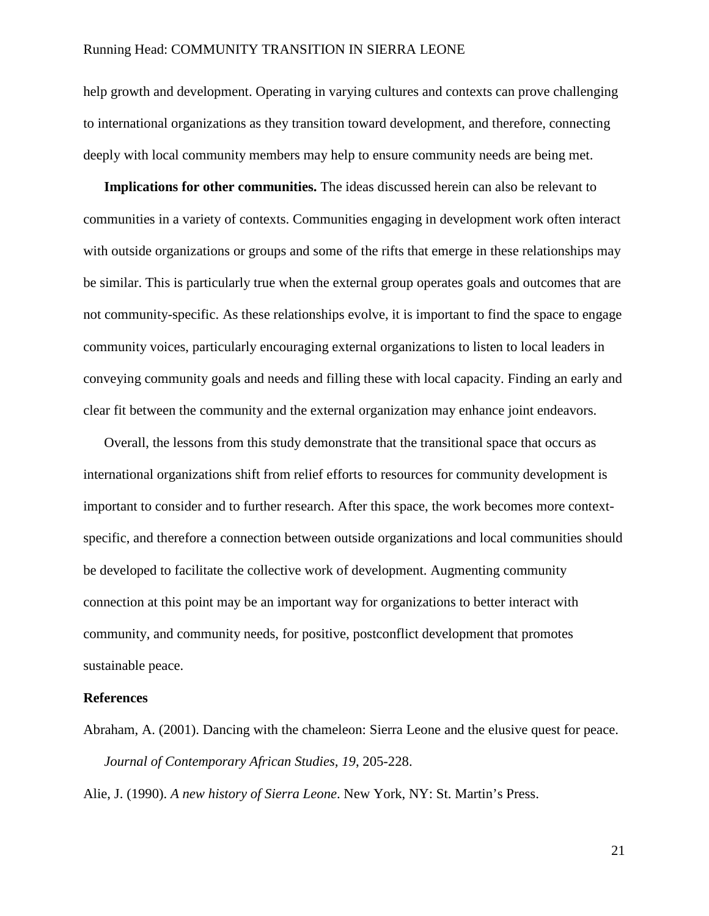help growth and development. Operating in varying cultures and contexts can prove challenging to international organizations as they transition toward development, and therefore, connecting deeply with local community members may help to ensure community needs are being met.

**Implications for other communities.** The ideas discussed herein can also be relevant to communities in a variety of contexts. Communities engaging in development work often interact with outside organizations or groups and some of the rifts that emerge in these relationships may be similar. This is particularly true when the external group operates goals and outcomes that are not community-specific. As these relationships evolve, it is important to find the space to engage community voices, particularly encouraging external organizations to listen to local leaders in conveying community goals and needs and filling these with local capacity. Finding an early and clear fit between the community and the external organization may enhance joint endeavors.

Overall, the lessons from this study demonstrate that the transitional space that occurs as international organizations shift from relief efforts to resources for community development is important to consider and to further research. After this space, the work becomes more context-specific, and therefore a connection between outside organizations and local communities should be developed to facilitate the collective work of development. Augmenting community connection at this point may be an important way for organizations to better interact with community, and community needs, for positive, postconflict development that promotes sustainable peace.

## References

Abraham, A. (2001). Dancing with the chameleon: Sierra Leone and the elusive quest for peace. *Journal of Contemporary African Studies, 19*, 205-228.

Alie, J. (1990). *A new history of Sierra Leone*. New York, NY: St. Martin's Press.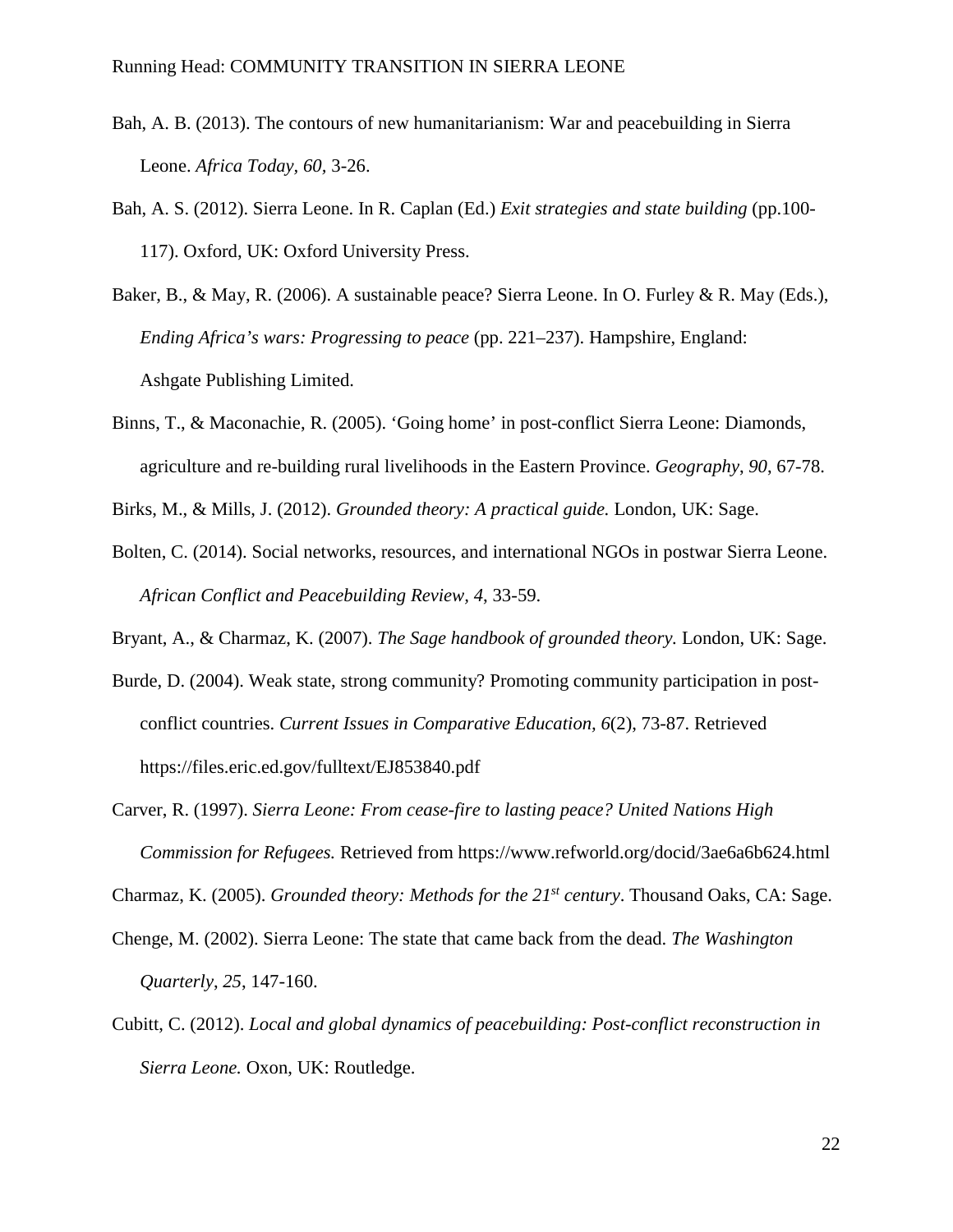Bah, A. B. (2013). The contours of new humanitarianism: War and peacebuilding in Sierra Leone. *Africa Today, 60*, 3-26.

Bah, A. S. (2012). Sierra Leone. In R. Caplan (Ed.) *Exit strategies and state building* (pp.100-117). Oxford, UK: Oxford University Press.

Baker, B., & May, R. (2006). A sustainable peace? Sierra Leone. In O. Furley & R. May (Eds.), *Ending Africa's wars: Progressing to peace* (pp. 221–237). Hampshire, England: Ashgate Publishing Limited.

Binns, T., & Maconachie, R. (2005). 'Going home' in post-conflict Sierra Leone: Diamonds, agriculture and re-building rural livelihoods in the Eastern Province. *Geography*, *90*, 67-78.

Birks, M., & Mills, J. (2012). *Grounded theory: A practical guide.* London, UK: Sage.

Bolten, C. (2014). Social networks, resources, and international NGOs in postwar Sierra Leone. *African Conflict and Peacebuilding Review, 4*, 33-59.

Bryant, A., & Charmaz, K. (2007). *The Sage handbook of grounded theory.* London, UK: Sage.

Burde, D. (2004). Weak state, strong community? Promoting community participation in post-conflict countries. *Current Issues in Comparative Education, 6*(2), 73-87. Retrieved https://files.eric.ed.gov/fulltext/EJ853840.pdf

Carver, R. (1997). *Sierra Leone: From cease-fire to lasting peace? United Nations High Commission for Refugees.* Retrieved from https://www.refworld.org/docid/3ae6a6b624.html

Charmaz, K. (2005). *Grounded theory: Methods for the 21st century*. Thousand Oaks, CA: Sage.

Chenge, M. (2002). Sierra Leone: The state that came back from the dead. *The Washington Quarterly*, *25*, 147-160.

Cubitt, C. (2012). *Local and global dynamics of peacebuilding: Post-conflict reconstruction in Sierra Leone.* Oxon, UK: Routledge.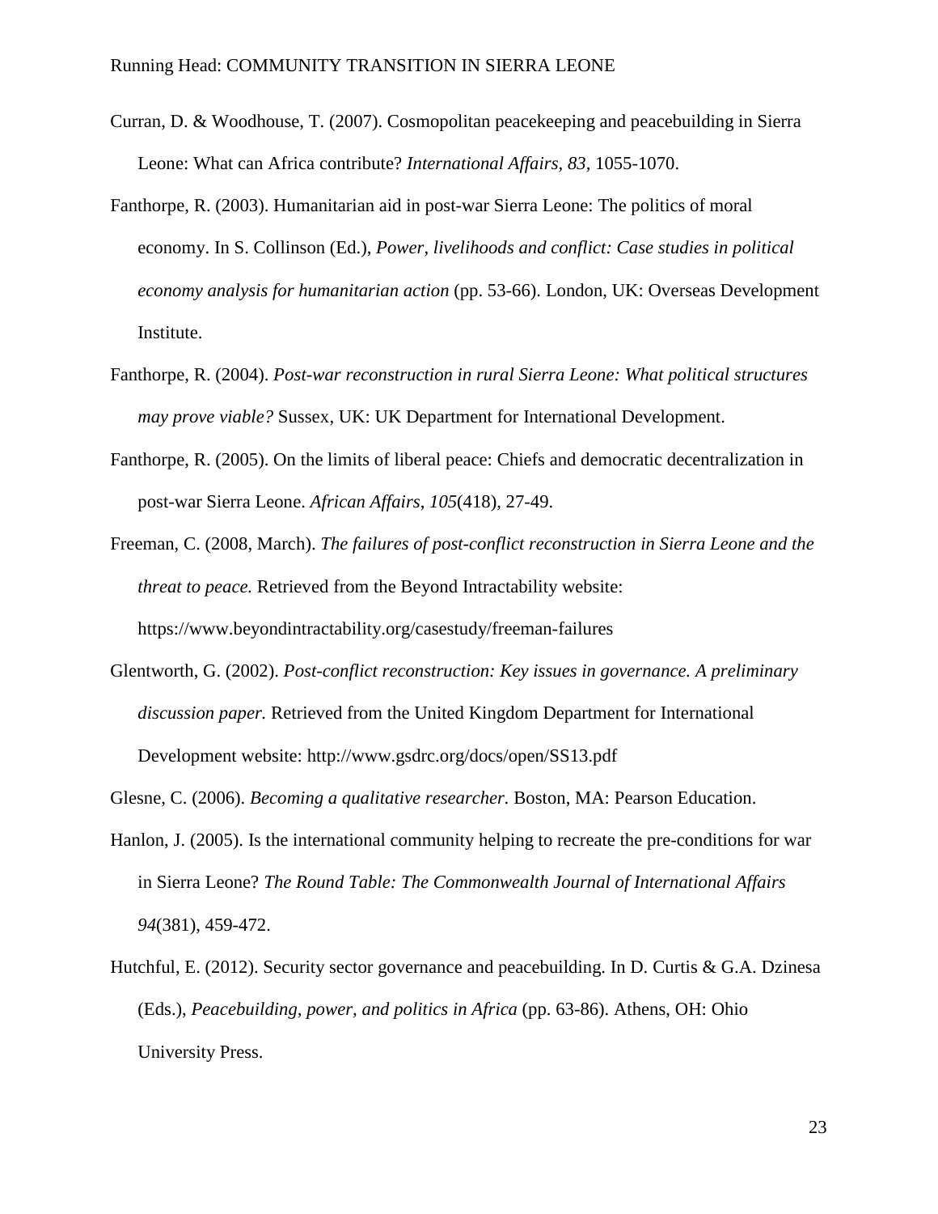Curran, D. & Woodhouse, T. (2007). Cosmopolitan peacekeeping and peacebuilding in Sierra Leone: What can Africa contribute? *International Affairs, 83,* 1055-1070.

Fanthorpe, R. (2003). Humanitarian aid in post-war Sierra Leone: The politics of moral economy. In S. Collinson (Ed.), *Power, livelihoods and conflict: Case studies in political economy analysis for humanitarian action* (pp. 53-66). London, UK: Overseas Development Institute.

Fanthorpe, R. (2004). *Post-war reconstruction in rural Sierra Leone: What political structures may prove viable?* Sussex, UK: UK Department for International Development.

Fanthorpe, R. (2005). On the limits of liberal peace: Chiefs and democratic decentralization in post-war Sierra Leone. *African Affairs*, *105*(418), 27-49.

Freeman, C. (2008, March). *The failures of post-conflict reconstruction in Sierra Leone and the threat to peace.* Retrieved from the Beyond Intractability website: https://www.beyondintractability.org/casestudy/freeman-failures

Glentworth, G. (2002). *Post-conflict reconstruction: Key issues in governance. A preliminary discussion paper.* Retrieved from the United Kingdom Department for International Development website: http://www.gsdrc.org/docs/open/SS13.pdf

Glesne, C. (2006). *Becoming a qualitative researcher.* Boston, MA: Pearson Education.

Hanlon, J. (2005). Is the international community helping to recreate the pre-conditions for war in Sierra Leone? *The Round Table: The Commonwealth Journal of International Affairs 94*(381), 459-472.

Hutchful, E. (2012). Security sector governance and peacebuilding. In D. Curtis & G.A. Dzinesa (Eds.), *Peacebuilding, power, and politics in Africa* (pp. 63-86). Athens, OH: Ohio University Press.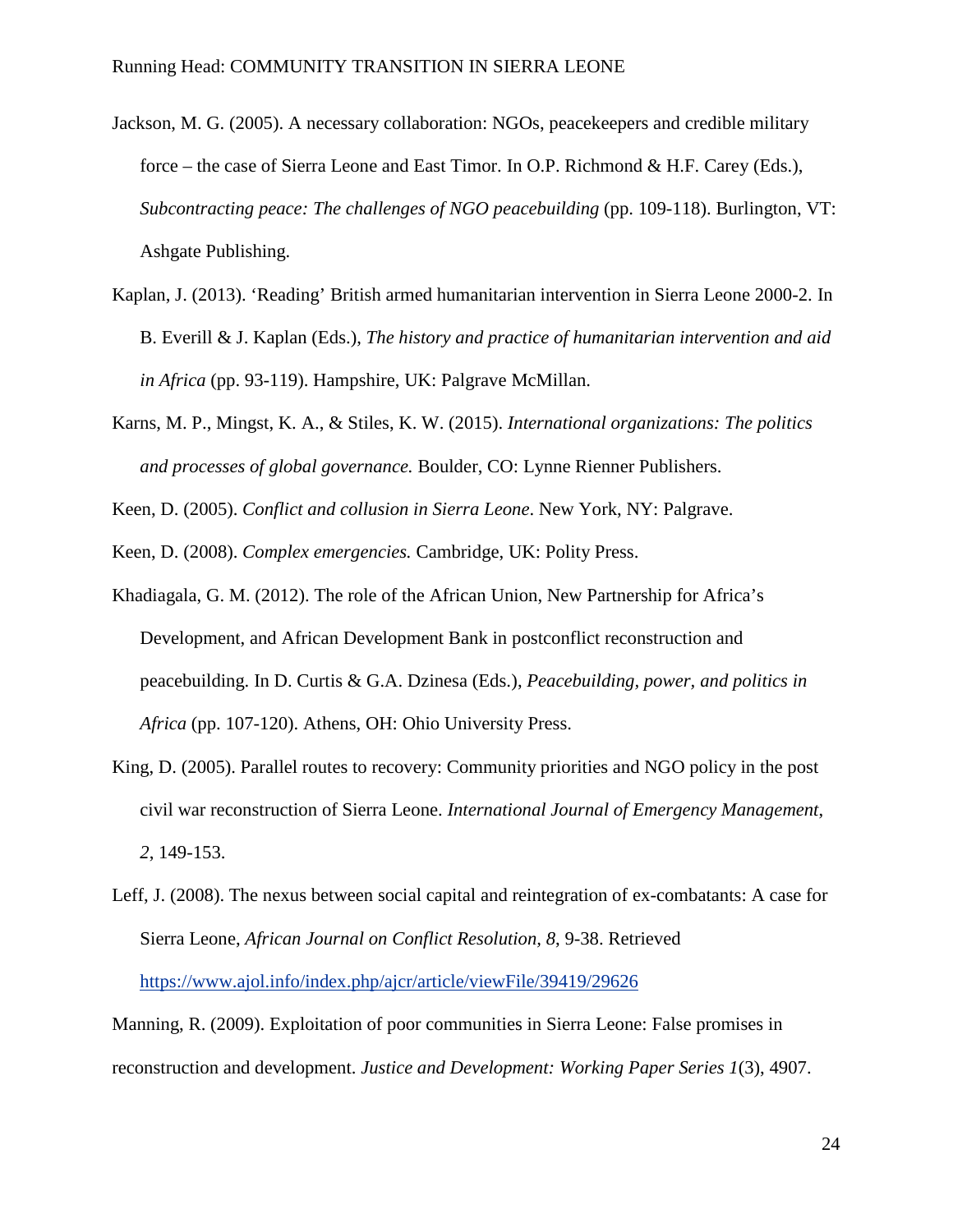Jackson, M. G. (2005). A necessary collaboration: NGOs, peacekeepers and credible military force – the case of Sierra Leone and East Timor. In O.P. Richmond & H.F. Carey (Eds.), *Subcontracting peace: The challenges of NGO peacebuilding* (pp. 109-118). Burlington, VT: Ashgate Publishing.

Kaplan, J. (2013). 'Reading' British armed humanitarian intervention in Sierra Leone 2000-2. In B. Everill & J. Kaplan (Eds.), *The history and practice of humanitarian intervention and aid in Africa* (pp. 93-119). Hampshire, UK: Palgrave McMillan.

Karns, M. P., Mingst, K. A., & Stiles, K. W. (2015). *International organizations: The politics and processes of global governance.* Boulder, CO: Lynne Rienner Publishers.

Keen, D. (2005). *Conflict and collusion in Sierra Leone*. New York, NY: Palgrave.

Keen, D. (2008). *Complex emergencies.* Cambridge, UK: Polity Press.

Khadiagala, G. M. (2012). The role of the African Union, New Partnership for Africa's Development, and African Development Bank in postconflict reconstruction and peacebuilding. In D. Curtis & G.A. Dzinesa (Eds.), *Peacebuilding, power, and politics in Africa* (pp. 107-120). Athens, OH: Ohio University Press.

King, D. (2005). Parallel routes to recovery: Community priorities and NGO policy in the post civil war reconstruction of Sierra Leone. *International Journal of Emergency Management, 2*, 149-153.

Leff, J. (2008). The nexus between social capital and reintegration of ex-combatants: A case for Sierra Leone, *African Journal on Conflict Resolution, 8*, 9-38. Retrieved https://www.ajol.info/index.php/ajcr/article/viewFile/39419/29626

Manning, R. (2009). Exploitation of poor communities in Sierra Leone: False promises in reconstruction and development. *Justice and Development: Working Paper Series 1*(3), 4907.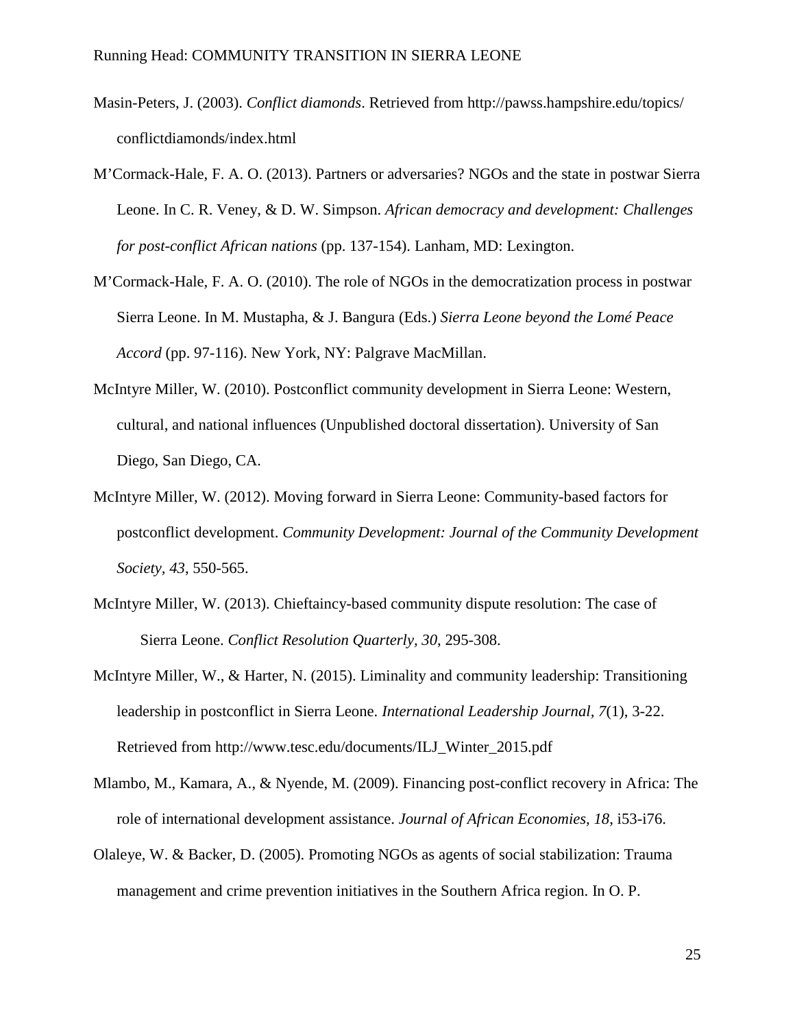Masin-Peters, J. (2003). *Conflict diamonds*. Retrieved from http://pawss.hampshire.edu/topics/conflictdiamonds/index.html

M'Cormack-Hale, F. A. O. (2013). Partners or adversaries? NGOs and the state in postwar Sierra Leone. In C. R. Veney, & D. W. Simpson. *African democracy and development: Challenges for post-conflict African nations* (pp. 137-154). Lanham, MD: Lexington.

M'Cormack-Hale, F. A. O. (2010). The role of NGOs in the democratization process in postwar Sierra Leone. In M. Mustapha, & J. Bangura (Eds.) *Sierra Leone beyond the Lomé Peace Accord* (pp. 97-116). New York, NY: Palgrave MacMillan.

McIntyre Miller, W. (2010). Postconflict community development in Sierra Leone: Western, cultural, and national influences (Unpublished doctoral dissertation). University of San Diego, San Diego, CA.

McIntyre Miller, W. (2012). Moving forward in Sierra Leone: Community-based factors for postconflict development. *Community Development: Journal of the Community Development Society, 43*, 550-565.

McIntyre Miller, W. (2013). Chieftaincy-based community dispute resolution: The case of Sierra Leone. *Conflict Resolution Quarterly, 30*, 295-308.

McIntyre Miller, W., & Harter, N. (2015). Liminality and community leadership: Transitioning leadership in postconflict in Sierra Leone. *International Leadership Journal, 7*(1), 3-22. Retrieved from http://www.tesc.edu/documents/ILJ_Winter_2015.pdf

Mlambo, M., Kamara, A., & Nyende, M. (2009). Financing post-conflict recovery in Africa: The role of international development assistance. *Journal of African Economies, 18*, i53-i76.

Olaleye, W. & Backer, D. (2005). Promoting NGOs as agents of social stabilization: Trauma management and crime prevention initiatives in the Southern Africa region. In O. P.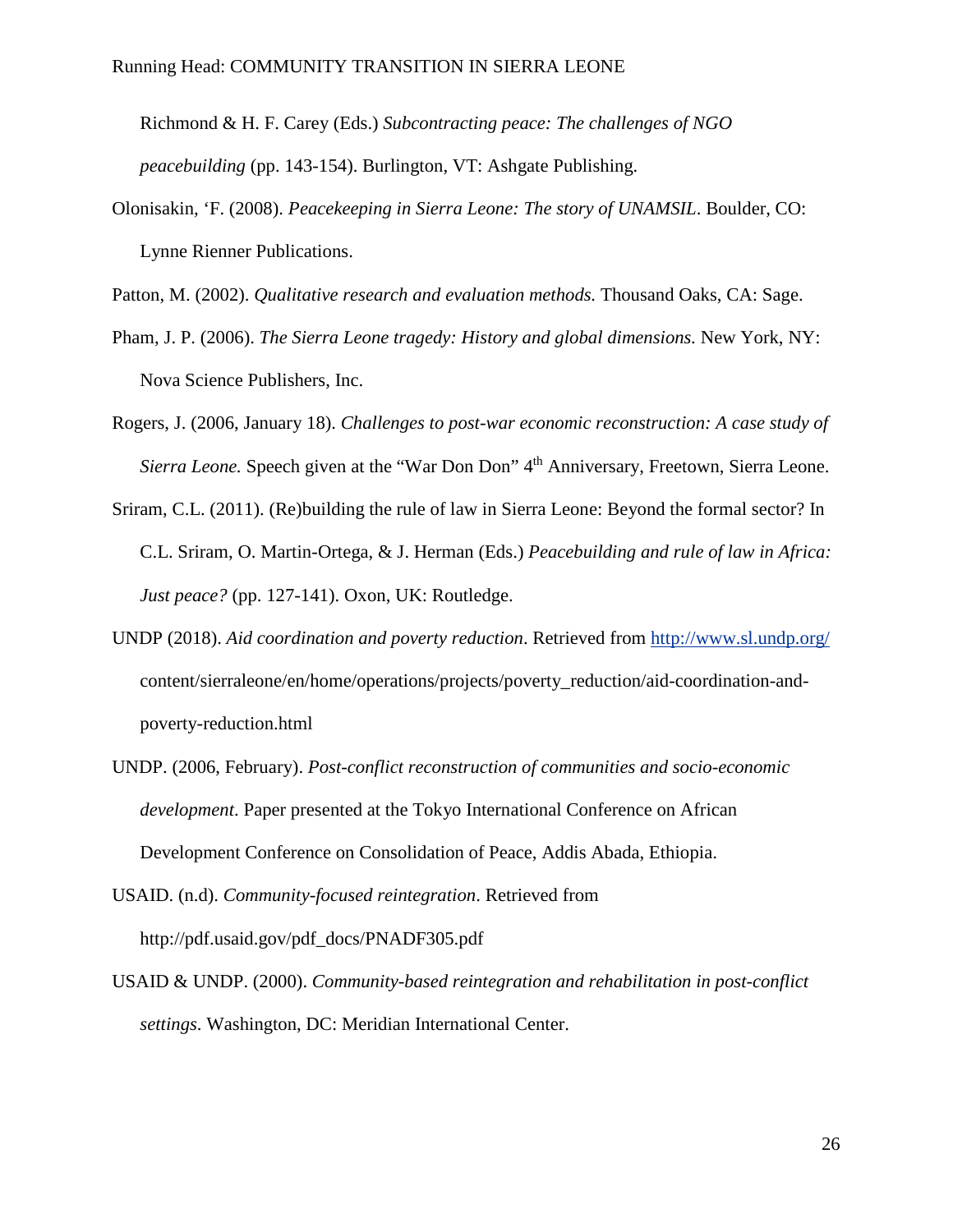Richmond & H. F. Carey (Eds.) *Subcontracting peace: The challenges of NGO peacebuilding* (pp. 143-154). Burlington, VT: Ashgate Publishing.

Olonisakin, ‘F. (2008). *Peacekeeping in Sierra Leone: The story of UNAMSIL*. Boulder, CO: Lynne Rienner Publications.

Patton, M. (2002). *Qualitative research and evaluation methods.* Thousand Oaks, CA: Sage.

Pham, J. P. (2006). *The Sierra Leone tragedy: History and global dimensions.* New York, NY: Nova Science Publishers, Inc.

Rogers, J. (2006, January 18). *Challenges to post-war economic reconstruction: A case study of Sierra Leone.* Speech given at the “War Don Don” 4th Anniversary, Freetown, Sierra Leone.

Sriram, C.L. (2011). (Re)building the rule of law in Sierra Leone: Beyond the formal sector? In C.L. Sriram, O. Martin-Ortega, & J. Herman (Eds.) *Peacebuilding and rule of law in Africa: Just peace?* (pp. 127-141). Oxon, UK: Routledge.

UNDP (2018). *Aid coordination and poverty reduction*. Retrieved from http://www.sl.undp.org/content/sierraleone/en/home/operations/projects/poverty_reduction/aid-coordination-and-poverty-reduction.html

UNDP. (2006, February). *Post-conflict reconstruction of communities and socio-economic development*. Paper presented at the Tokyo International Conference on African Development Conference on Consolidation of Peace, Addis Abada, Ethiopia.

USAID. (n.d). *Community-focused reintegration*. Retrieved from http://pdf.usaid.gov/pdf_docs/PNADF305.pdf

USAID & UNDP. (2000). *Community-based reintegration and rehabilitation in post-conflict settings*. Washington, DC: Meridian International Center.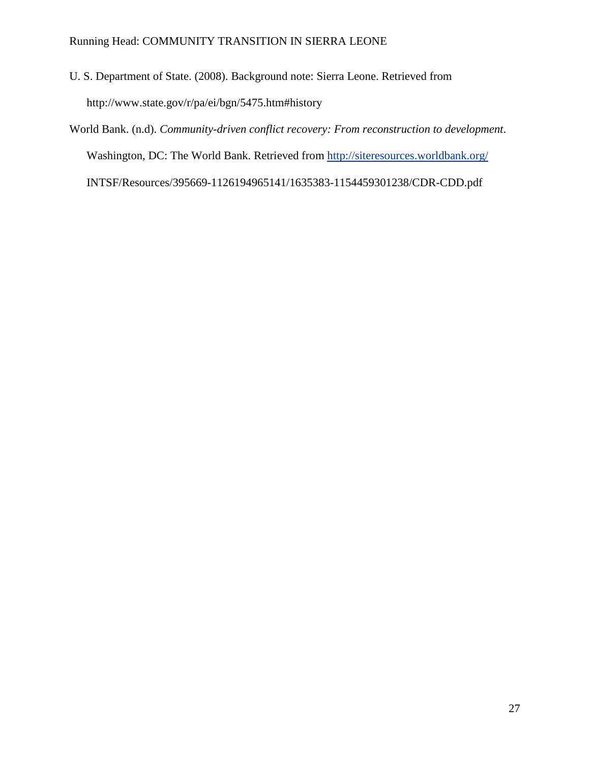U. S. Department of State. (2008). Background note: Sierra Leone. Retrieved from http://www.state.gov/r/pa/ei/bgn/5475.htm#history

World Bank. (n.d). *Community-driven conflict recovery: From reconstruction to development*. Washington, DC: The World Bank. Retrieved from http://siteresources.worldbank.org/ INTSF/Resources/395669-1126194965141/1635383-1154459301238/CDR-CDD.pdf